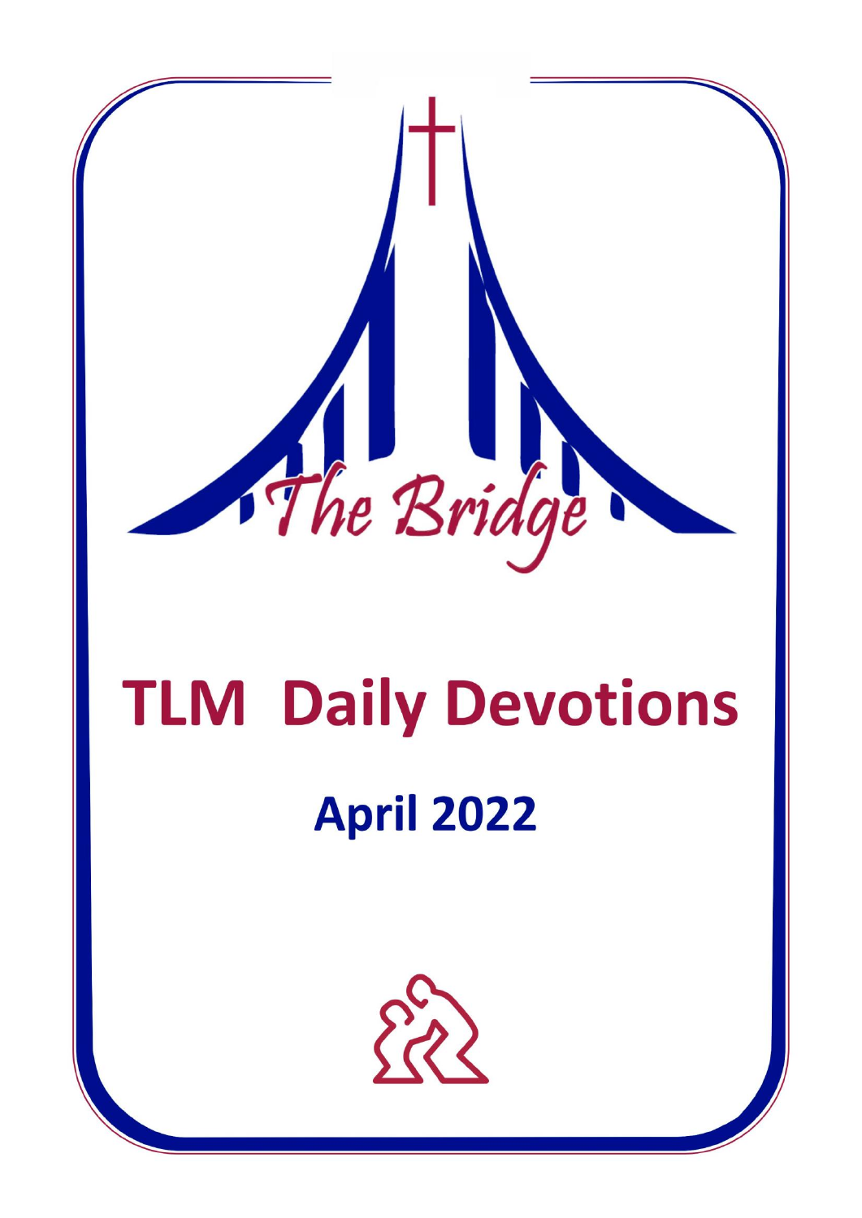The Bridge

# TLM Daily Devotions

## April 2022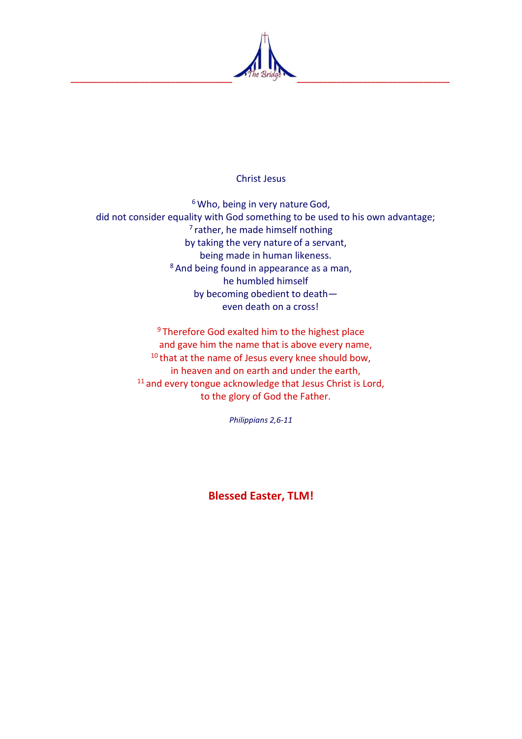Christ Jesus

[6] Who, being in very nature God,
did not consider equality with God something to be used to his own advantage;
[7] rather, he made himself nothing
by taking the very nature of a servant,
being made in human likeness.
[8] And being found in appearance as a man,
he humbled himself
by becoming obedient to death—
even death on a cross!

[9] Therefore God exalted him to the highest place
and gave him the name that is above every name,
[10] that at the name of Jesus every knee should bow,
in heaven and on earth and under the earth,
[11] and every tongue acknowledge that Jesus Christ is Lord,
to the glory of God the Father.

*Philippians 2,6-11*

**Blessed Easter, TLM!**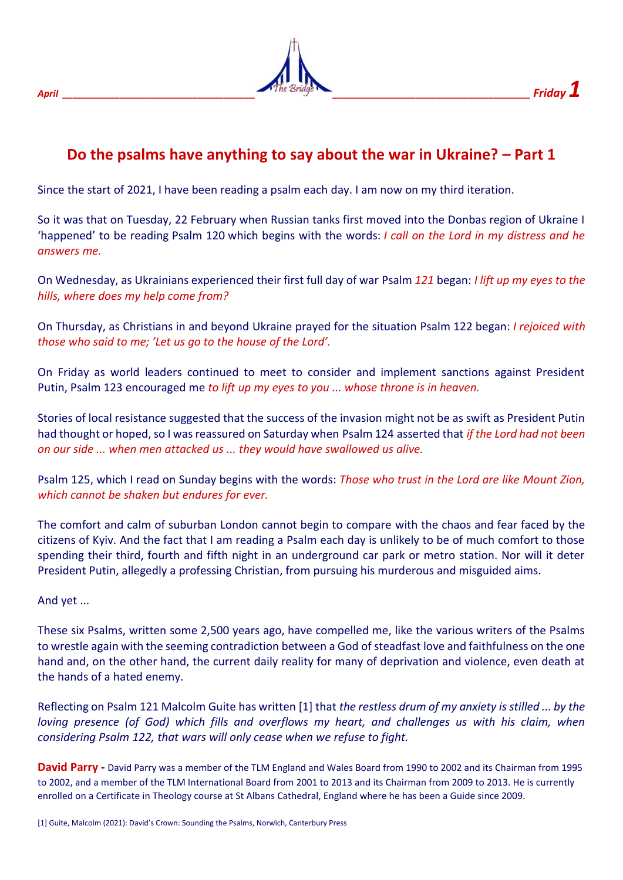# Do the psalms have anything to say about the war in Ukraine? – Part 1

Since the start of 2021, I have been reading a psalm each day. I am now on my third iteration.

So it was that on Tuesday, 22 February when Russian tanks first moved into the Donbas region of Ukraine I 'happened' to be reading Psalm 120 which begins with the words: *I call on the Lord in my distress and he answers me.*

On Wednesday, as Ukrainians experienced their first full day of war Psalm *121* began: *I lift up my eyes to the hills, where does my help come from?*

On Thursday, as Christians in and beyond Ukraine prayed for the situation Psalm 122 began: *I rejoiced with those who said to me; 'Let us go to the house of the Lord'.*

On Friday as world leaders continued to meet to consider and implement sanctions against President Putin, Psalm 123 encouraged me *to lift up my eyes to you ... whose throne is in heaven.*

Stories of local resistance suggested that the success of the invasion might not be as swift as President Putin had thought or hoped, so I was reassured on Saturday when Psalm 124 asserted that *if the Lord had not been on our side ... when men attacked us ... they would have swallowed us alive.*

Psalm 125, which I read on Sunday begins with the words: *Those who trust in the Lord are like Mount Zion, which cannot be shaken but endures for ever.*

The comfort and calm of suburban London cannot begin to compare with the chaos and fear faced by the citizens of Kyiv. And the fact that I am reading a Psalm each day is unlikely to be of much comfort to those spending their third, fourth and fifth night in an underground car park or metro station. Nor will it deter President Putin, allegedly a professing Christian, from pursuing his murderous and misguided aims.

And yet ...

These six Psalms, written some 2,500 years ago, have compelled me, like the various writers of the Psalms to wrestle again with the seeming contradiction between a God of steadfast love and faithfulness on the one hand and, on the other hand, the current daily reality for many of deprivation and violence, even death at the hands of a hated enemy.

Reflecting on Psalm 121 Malcolm Guite has written [1] that *the restless drum of my anxiety is stilled ... by the loving presence (of God) which fills and overflows my heart, and challenges us with his claim, when considering Psalm 122, that wars will only cease when we refuse to fight.*

**David Parry -** David Parry was a member of the TLM England and Wales Board from 1990 to 2002 and its Chairman from 1995 to 2002, and a member of the TLM International Board from 2001 to 2013 and its Chairman from 2009 to 2013. He is currently enrolled on a Certificate in Theology course at St Albans Cathedral, England where he has been a Guide since 2009.

[1] Guite, Malcolm (2021): David's Crown: Sounding the Psalms, Norwich, Canterbury Press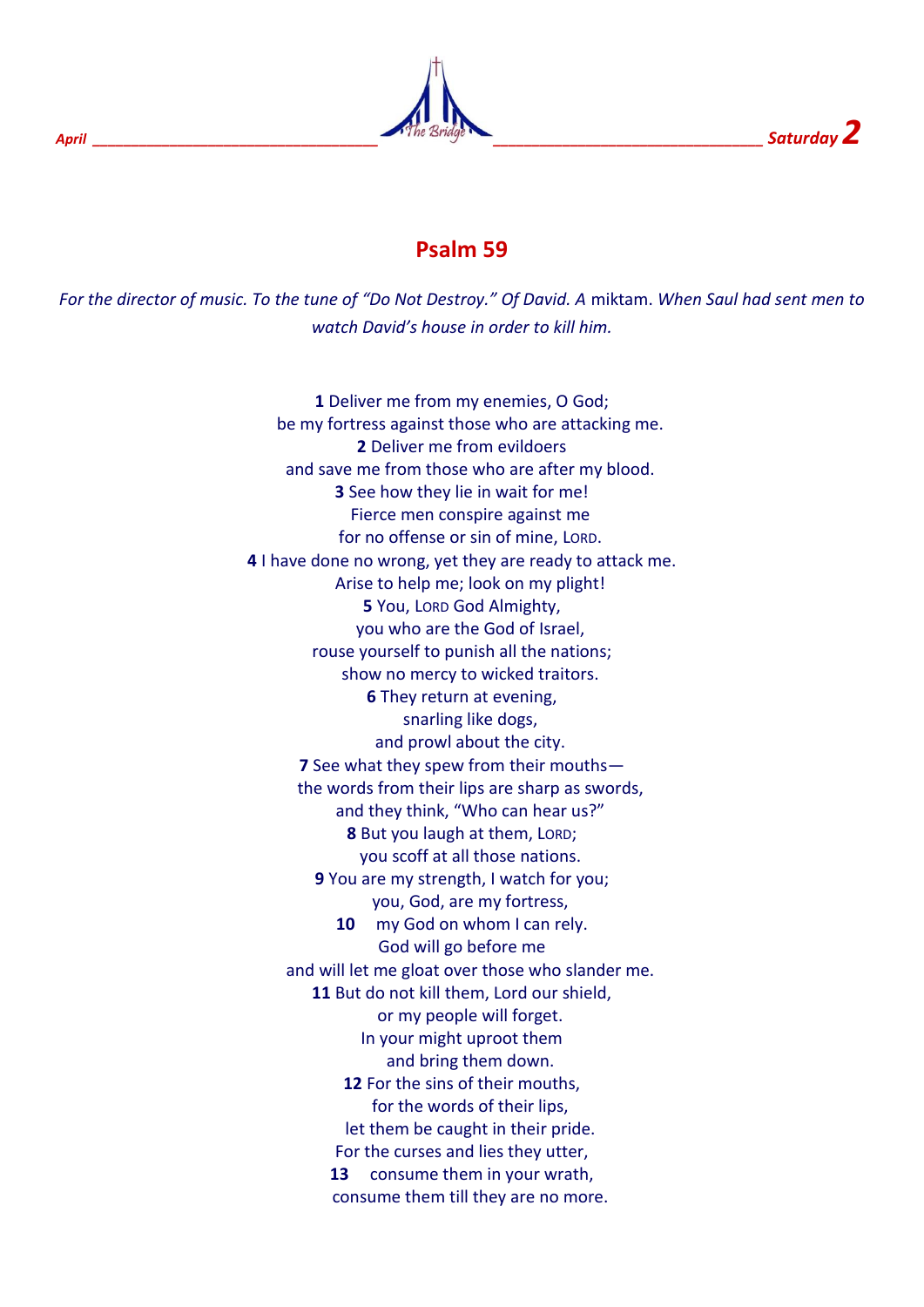## Psalm 59

*For the director of music. To the tune of "Do Not Destroy." Of David. A* miktam. *When Saul had sent men to watch David's house in order to kill him.*

**1** Deliver me from my enemies, O God;
be my fortress against those who are attacking me.
**2** Deliver me from evildoers
and save me from those who are after my blood.
**3** See how they lie in wait for me!
Fierce men conspire against me
for no offense or sin of mine, LORD.
**4** I have done no wrong, yet they are ready to attack me.
Arise to help me; look on my plight!
**5** You, LORD God Almighty,
you who are the God of Israel,
rouse yourself to punish all the nations;
show no mercy to wicked traitors.
**6** They return at evening,
snarling like dogs,
and prowl about the city.
**7** See what they spew from their mouths—
the words from their lips are sharp as swords,
and they think, "Who can hear us?"
**8** But you laugh at them, LORD;
you scoff at all those nations.
**9** You are my strength, I watch for you;
you, God, are my fortress,
**10** my God on whom I can rely.
God will go before me
and will let me gloat over those who slander me.
**11** But do not kill them, Lord our shield,
or my people will forget.
In your might uproot them
and bring them down.
**12** For the sins of their mouths,
for the words of their lips,
let them be caught in their pride.
For the curses and lies they utter,
**13** consume them in your wrath,
consume them till they are no more.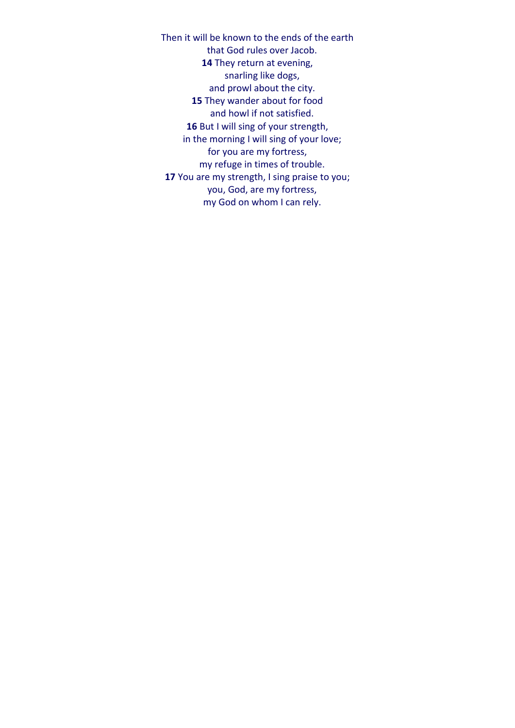Then it will be known to the ends of the earth  
that God rules over Jacob.  
**14** They return at evening,  
snarling like dogs,  
and prowl about the city.  
**15** They wander about for food  
and howl if not satisfied.  
**16** But I will sing of your strength,  
in the morning I will sing of your love;  
for you are my fortress,  
my refuge in times of trouble.  
**17** You are my strength, I sing praise to you;  
you, God, are my fortress,  
my God on whom I can rely.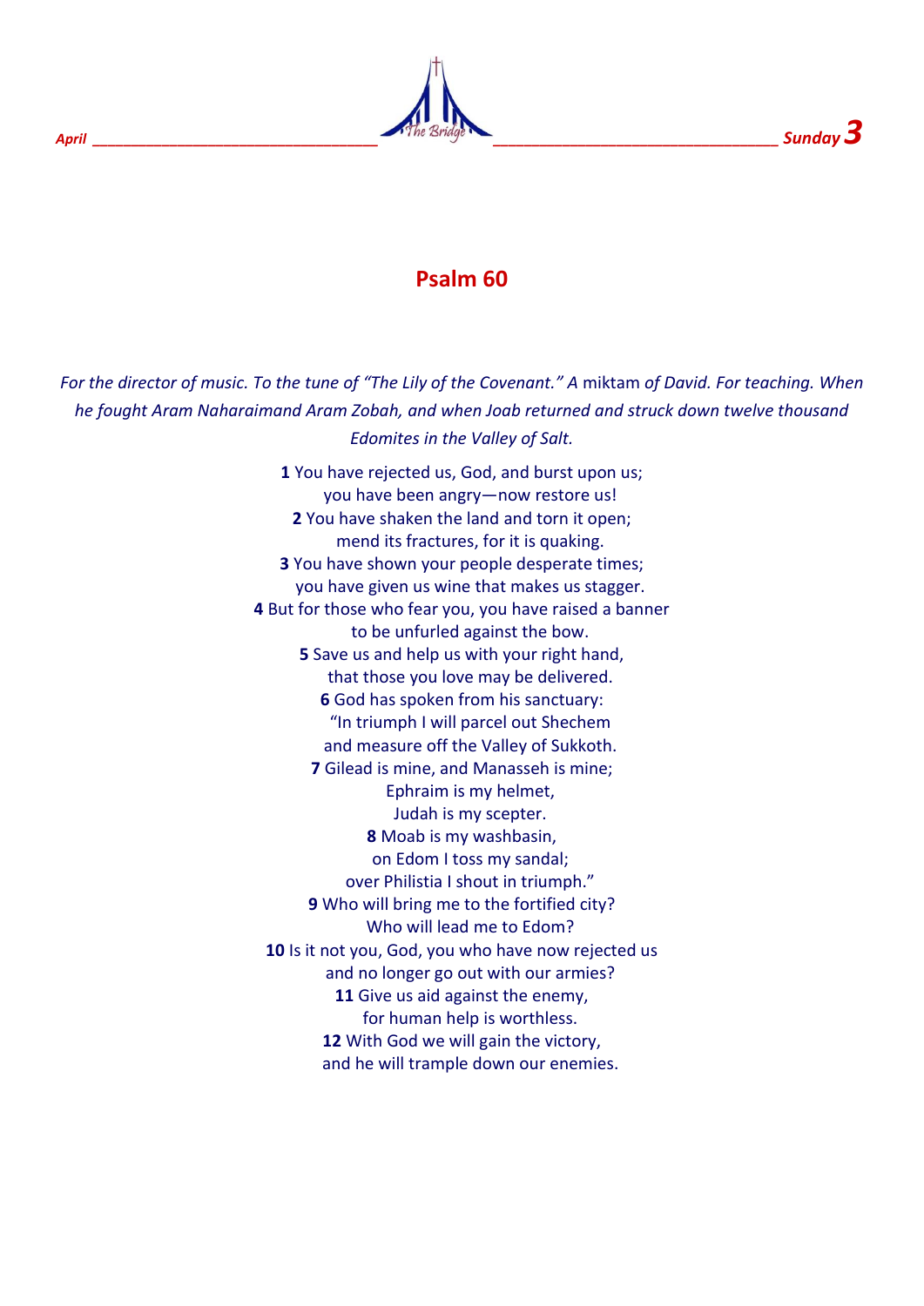# Psalm 60

*For the director of music. To the tune of "The Lily of the Covenant." A* miktam *of David. For teaching. When he fought Aram Naharaimand Aram Zobah, and when Joab returned and struck down twelve thousand Edomites in the Valley of Salt.*

**1** You have rejected us, God, and burst upon us;
you have been angry—now restore us!
**2** You have shaken the land and torn it open;
mend its fractures, for it is quaking.
**3** You have shown your people desperate times;
you have given us wine that makes us stagger.
**4** But for those who fear you, you have raised a banner
to be unfurled against the bow.
**5** Save us and help us with your right hand,
that those you love may be delivered.
**6** God has spoken from his sanctuary:
"In triumph I will parcel out Shechem
and measure off the Valley of Sukkoth.
**7** Gilead is mine, and Manasseh is mine;
Ephraim is my helmet,
Judah is my scepter.
**8** Moab is my washbasin,
on Edom I toss my sandal;
over Philistia I shout in triumph."
**9** Who will bring me to the fortified city?
Who will lead me to Edom?
**10** Is it not you, God, you who have now rejected us
and no longer go out with our armies?
**11** Give us aid against the enemy,
for human help is worthless.
**12** With God we will gain the victory,
and he will trample down our enemies.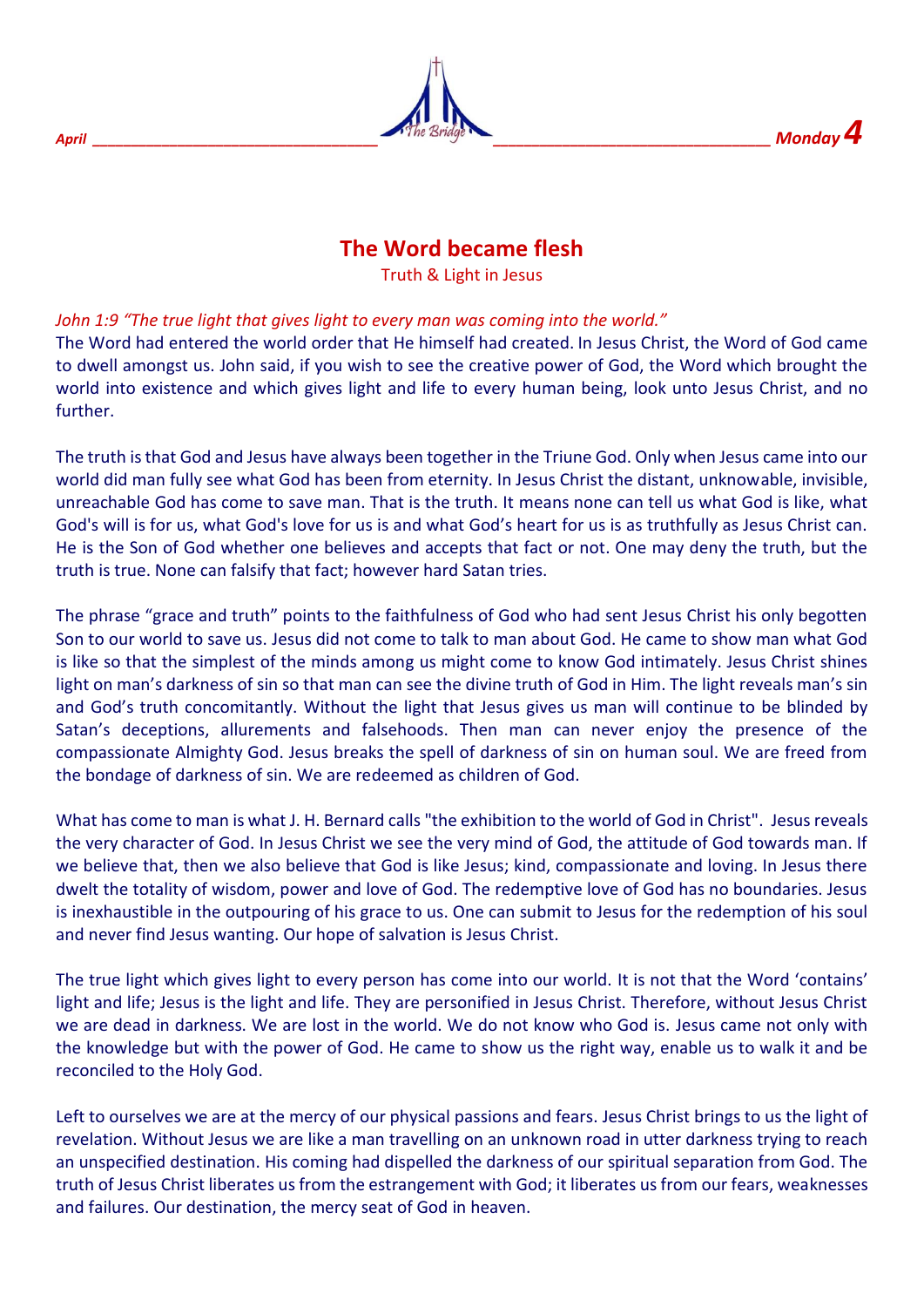# The Word became flesh

Truth & Light in Jesus

*John 1:9 "The true light that gives light to every man was coming into the world."*

The Word had entered the world order that He himself had created. In Jesus Christ, the Word of God came to dwell amongst us. John said, if you wish to see the creative power of God, the Word which brought the world into existence and which gives light and life to every human being, look unto Jesus Christ, and no further.

The truth is that God and Jesus have always been together in the Triune God. Only when Jesus came into our world did man fully see what God has been from eternity. In Jesus Christ the distant, unknowable, invisible, unreachable God has come to save man. That is the truth. It means none can tell us what God is like, what God's will is for us, what God's love for us is and what God's heart for us is as truthfully as Jesus Christ can. He is the Son of God whether one believes and accepts that fact or not. One may deny the truth, but the truth is true. None can falsify that fact; however hard Satan tries.

The phrase "grace and truth" points to the faithfulness of God who had sent Jesus Christ his only begotten Son to our world to save us. Jesus did not come to talk to man about God. He came to show man what God is like so that the simplest of the minds among us might come to know God intimately. Jesus Christ shines light on man's darkness of sin so that man can see the divine truth of God in Him. The light reveals man's sin and God's truth concomitantly. Without the light that Jesus gives us man will continue to be blinded by Satan's deceptions, allurements and falsehoods. Then man can never enjoy the presence of the compassionate Almighty God. Jesus breaks the spell of darkness of sin on human soul. We are freed from the bondage of darkness of sin. We are redeemed as children of God.

What has come to man is what J. H. Bernard calls "the exhibition to the world of God in Christ". Jesus reveals the very character of God. In Jesus Christ we see the very mind of God, the attitude of God towards man. If we believe that, then we also believe that God is like Jesus; kind, compassionate and loving. In Jesus there dwelt the totality of wisdom, power and love of God. The redemptive love of God has no boundaries. Jesus is inexhaustible in the outpouring of his grace to us. One can submit to Jesus for the redemption of his soul and never find Jesus wanting. Our hope of salvation is Jesus Christ.

The true light which gives light to every person has come into our world. It is not that the Word 'contains' light and life; Jesus is the light and life. They are personified in Jesus Christ. Therefore, without Jesus Christ we are dead in darkness. We are lost in the world. We do not know who God is. Jesus came not only with the knowledge but with the power of God. He came to show us the right way, enable us to walk it and be reconciled to the Holy God.

Left to ourselves we are at the mercy of our physical passions and fears. Jesus Christ brings to us the light of revelation. Without Jesus we are like a man travelling on an unknown road in utter darkness trying to reach an unspecified destination. His coming had dispelled the darkness of our spiritual separation from God. The truth of Jesus Christ liberates us from the estrangement with God; it liberates us from our fears, weaknesses and failures. Our destination, the mercy seat of God in heaven.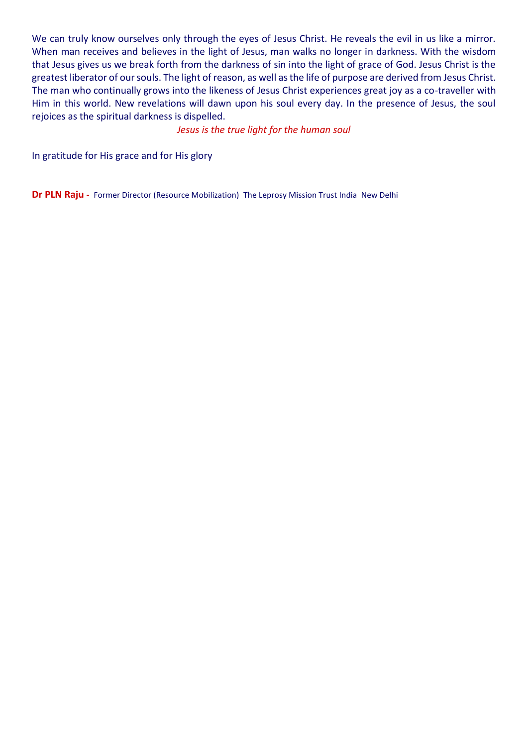We can truly know ourselves only through the eyes of Jesus Christ. He reveals the evil in us like a mirror. When man receives and believes in the light of Jesus, man walks no longer in darkness. With the wisdom that Jesus gives us we break forth from the darkness of sin into the light of grace of God. Jesus Christ is the greatest liberator of our souls. The light of reason, as well as the life of purpose are derived from Jesus Christ. The man who continually grows into the likeness of Jesus Christ experiences great joy as a co-traveller with Him in this world. New revelations will dawn upon his soul every day. In the presence of Jesus, the soul rejoices as the spiritual darkness is dispelled.

*Jesus is the true light for the human soul*

In gratitude for His grace and for His glory

**Dr PLN Raju -** Former Director (Resource Mobilization) The Leprosy Mission Trust India New Delhi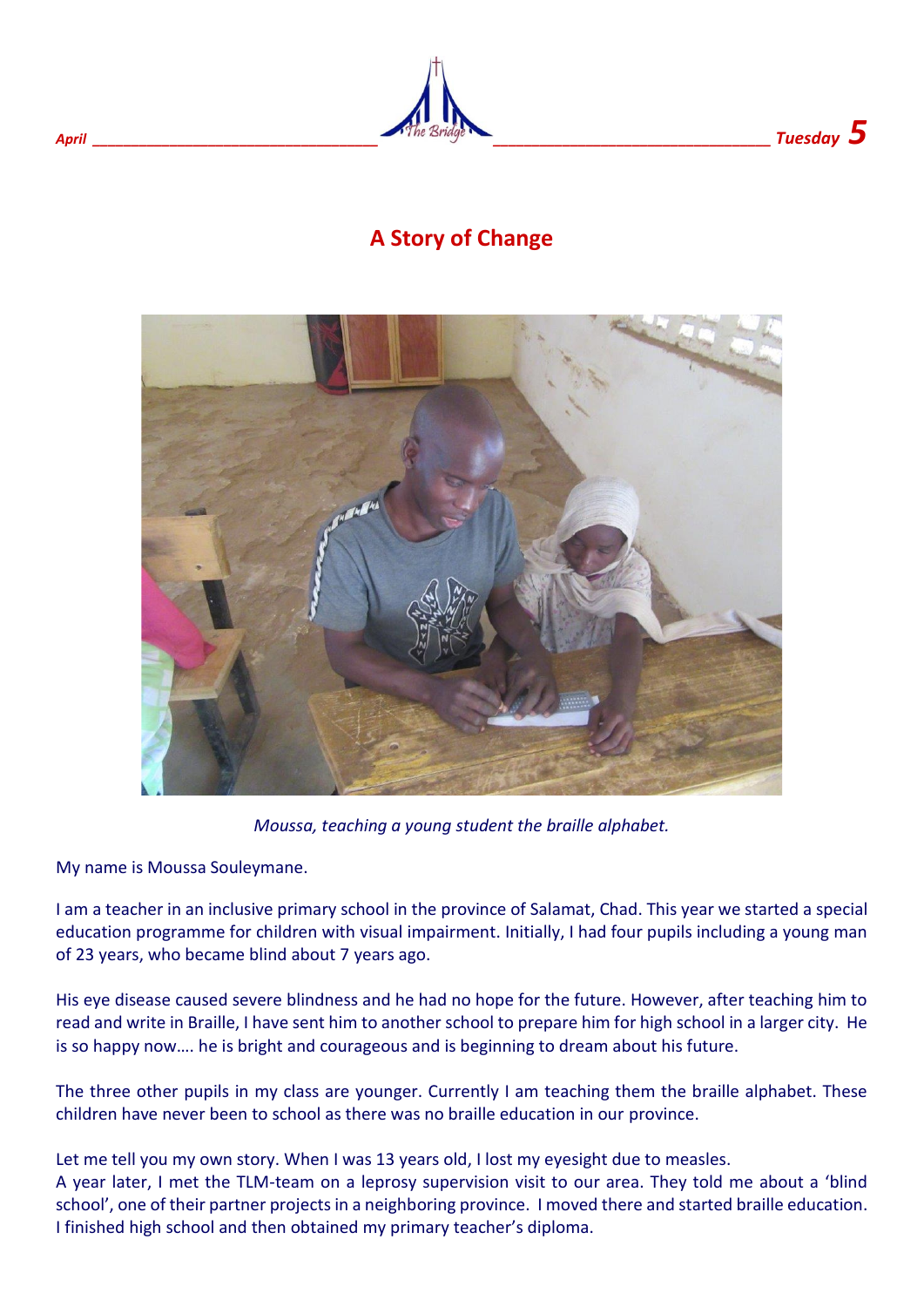# A Story of Change

*Moussa, teaching a young student the braille alphabet.*

My name is Moussa Souleymane.

I am a teacher in an inclusive primary school in the province of Salamat, Chad. This year we started a special education programme for children with visual impairment. Initially, I had four pupils including a young man of 23 years, who became blind about 7 years ago.

His eye disease caused severe blindness and he had no hope for the future. However, after teaching him to read and write in Braille, I have sent him to another school to prepare him for high school in a larger city. He is so happy now…. he is bright and courageous and is beginning to dream about his future.

The three other pupils in my class are younger. Currently I am teaching them the braille alphabet. These children have never been to school as there was no braille education in our province.

Let me tell you my own story. When I was 13 years old, I lost my eyesight due to measles.
A year later, I met the TLM-team on a leprosy supervision visit to our area. They told me about a 'blind school', one of their partner projects in a neighboring province. I moved there and started braille education. I finished high school and then obtained my primary teacher's diploma.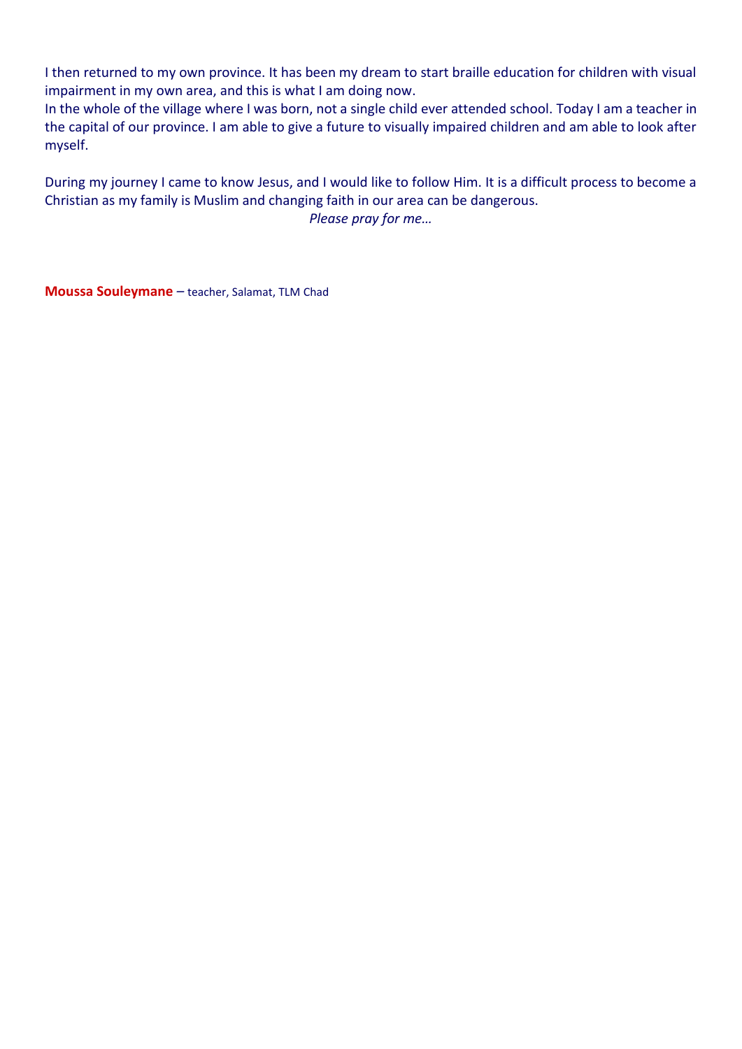I then returned to my own province. It has been my dream to start braille education for children with visual impairment in my own area, and this is what I am doing now.
In the whole of the village where I was born, not a single child ever attended school. Today I am a teacher in the capital of our province. I am able to give a future to visually impaired children and am able to look after myself.

During my journey I came to know Jesus, and I would like to follow Him. It is a difficult process to become a Christian as my family is Muslim and changing faith in our area can be dangerous.

*Please pray for me…*

**Moussa Souleymane** – teacher, Salamat, TLM Chad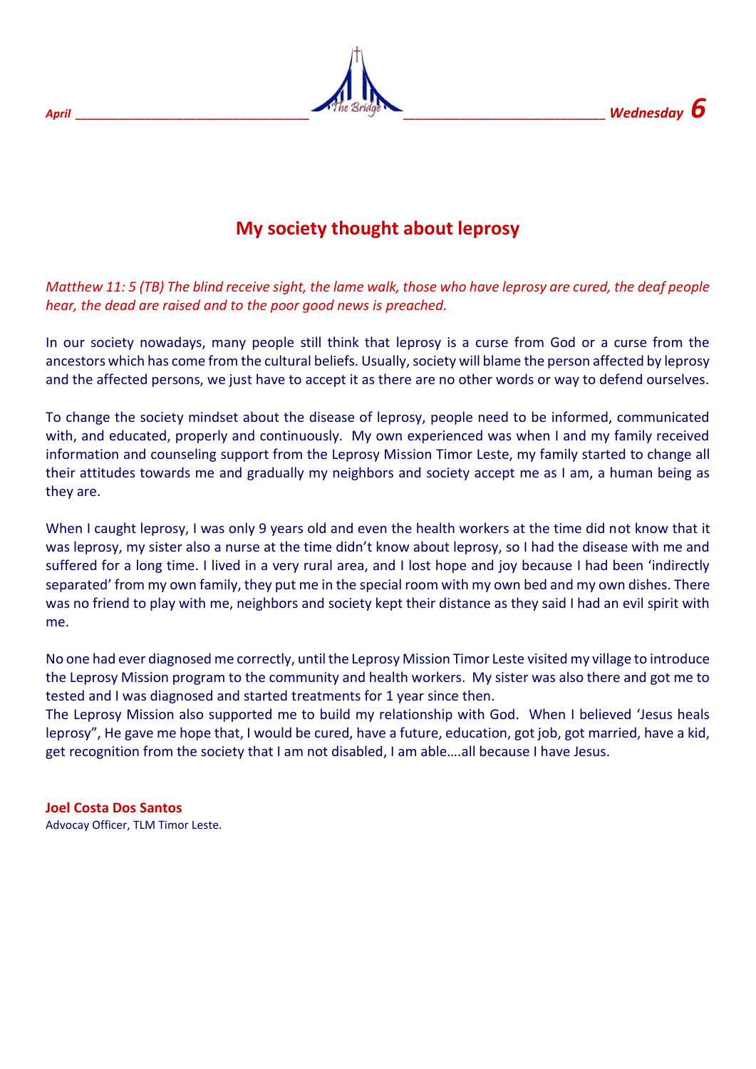## My society thought about leprosy

*Matthew 11: 5 (TB) The blind receive sight, the lame walk, those who have leprosy are cured, the deaf people hear, the dead are raised and to the poor good news is preached.*

In our society nowadays, many people still think that leprosy is a curse from God or a curse from the ancestors which has come from the cultural beliefs. Usually, society will blame the person affected by leprosy and the affected persons, we just have to accept it as there are no other words or way to defend ourselves.

To change the society mindset about the disease of leprosy, people need to be informed, communicated with, and educated, properly and continuously. My own experienced was when I and my family received information and counseling support from the Leprosy Mission Timor Leste, my family started to change all their attitudes towards me and gradually my neighbors and society accept me as I am, a human being as they are.

When I caught leprosy, I was only 9 years old and even the health workers at the time did not know that it was leprosy, my sister also a nurse at the time didn't know about leprosy, so I had the disease with me and suffered for a long time. I lived in a very rural area, and I lost hope and joy because I had been 'indirectly separated' from my own family, they put me in the special room with my own bed and my own dishes. There was no friend to play with me, neighbors and society kept their distance as they said I had an evil spirit with me.

No one had ever diagnosed me correctly, until the Leprosy Mission Timor Leste visited my village to introduce the Leprosy Mission program to the community and health workers. My sister was also there and got me to tested and I was diagnosed and started treatments for 1 year since then.
The Leprosy Mission also supported me to build my relationship with God. When I believed 'Jesus heals leprosy", He gave me hope that, I would be cured, have a future, education, got job, got married, have a kid, get recognition from the society that I am not disabled, I am able….all because I have Jesus.

**Joel Costa Dos Santos**
Advocay Officer, TLM Timor Leste.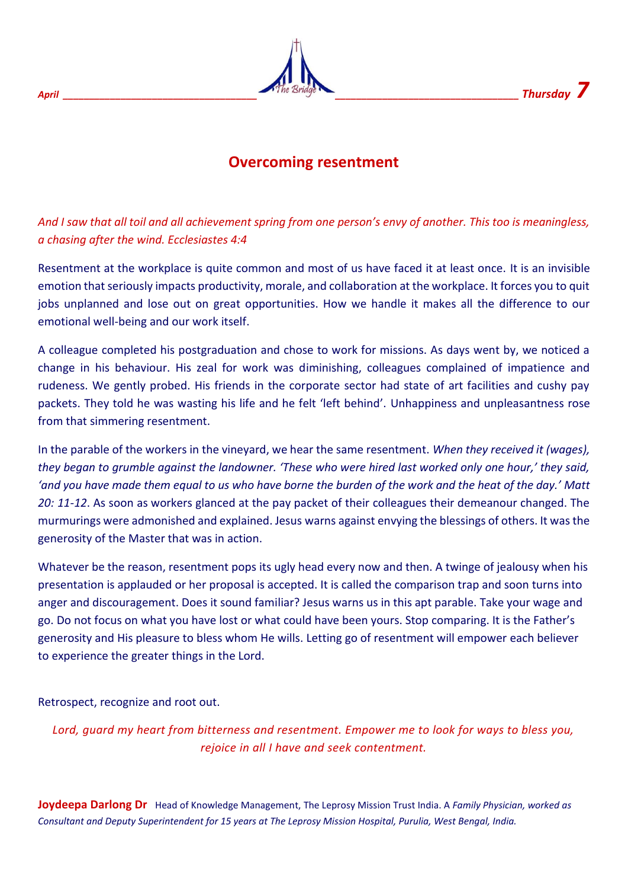*April* ________________________________ ______________________________ *Thursday* ***7***

# Overcoming resentment

*And I saw that all toil and all achievement spring from one person's envy of another. This too is meaningless, a chasing after the wind. Ecclesiastes 4:4*

Resentment at the workplace is quite common and most of us have faced it at least once. It is an invisible emotion that seriously impacts productivity, morale, and collaboration at the workplace. It forces you to quit jobs unplanned and lose out on great opportunities. How we handle it makes all the difference to our emotional well-being and our work itself.

A colleague completed his postgraduation and chose to work for missions. As days went by, we noticed a change in his behaviour. His zeal for work was diminishing, colleagues complained of impatience and rudeness. We gently probed. His friends in the corporate sector had state of art facilities and cushy pay packets. They told he was wasting his life and he felt 'left behind'. Unhappiness and unpleasantness rose from that simmering resentment.

In the parable of the workers in the vineyard, we hear the same resentment. *When they received it (wages), they began to grumble against the landowner. 'These who were hired last worked only one hour,' they said, 'and you have made them equal to us who have borne the burden of the work and the heat of the day.' Matt 20: 11-12*. As soon as workers glanced at the pay packet of their colleagues their demeanour changed. The murmurings were admonished and explained. Jesus warns against envying the blessings of others. It was the generosity of the Master that was in action.

Whatever be the reason, resentment pops its ugly head every now and then. A twinge of jealousy when his presentation is applauded or her proposal is accepted. It is called the comparison trap and soon turns into anger and discouragement. Does it sound familiar? Jesus warns us in this apt parable. Take your wage and go. Do not focus on what you have lost or what could have been yours. Stop comparing. It is the Father's generosity and His pleasure to bless whom He wills. Letting go of resentment will empower each believer to experience the greater things in the Lord.

Retrospect, recognize and root out.

*Lord, guard my heart from bitterness and resentment. Empower me to look for ways to bless you, rejoice in all I have and seek contentment.*

**Joydeepa Darlong Dr** Head of Knowledge Management, The Leprosy Mission Trust India. A *Family Physician, worked as Consultant and Deputy Superintendent for 15 years at The Leprosy Mission Hospital, Purulia, West Bengal, India.*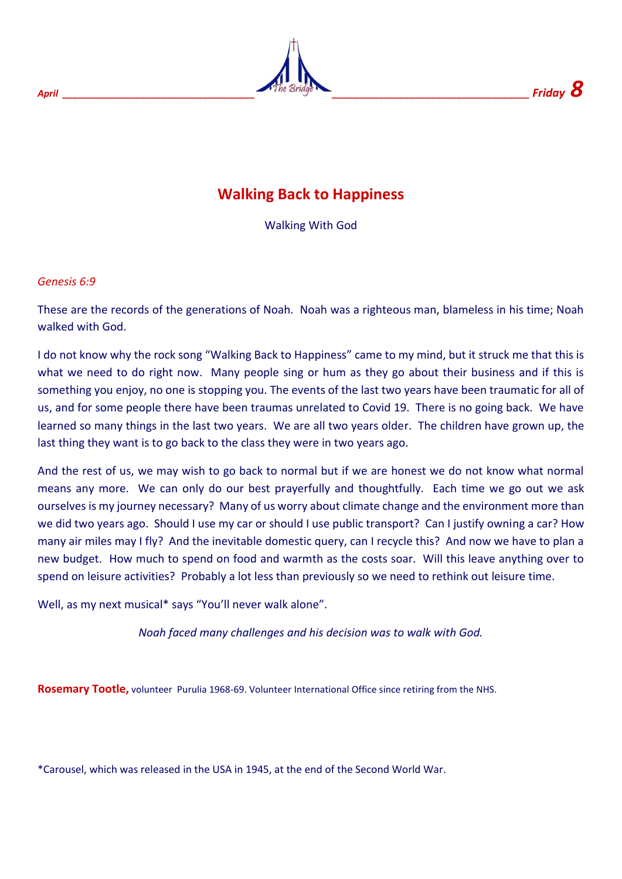# Walking Back to Happiness

Walking With God

*Genesis 6:9*

These are the records of the generations of Noah. Noah was a righteous man, blameless in his time; Noah walked with God.

I do not know why the rock song "Walking Back to Happiness" came to my mind, but it struck me that this is what we need to do right now. Many people sing or hum as they go about their business and if this is something you enjoy, no one is stopping you. The events of the last two years have been traumatic for all of us, and for some people there have been traumas unrelated to Covid 19. There is no going back. We have learned so many things in the last two years. We are all two years older. The children have grown up, the last thing they want is to go back to the class they were in two years ago.

And the rest of us, we may wish to go back to normal but if we are honest we do not know what normal means any more. We can only do our best prayerfully and thoughtfully. Each time we go out we ask ourselves is my journey necessary? Many of us worry about climate change and the environment more than we did two years ago. Should I use my car or should I use public transport? Can I justify owning a car? How many air miles may I fly? And the inevitable domestic query, can I recycle this? And now we have to plan a new budget. How much to spend on food and warmth as the costs soar. Will this leave anything over to spend on leisure activities? Probably a lot less than previously so we need to rethink out leisure time.

Well, as my next musical* says "You'll never walk alone".

*Noah faced many challenges and his decision was to walk with God.*

**Rosemary Tootle,** volunteer Purulia 1968-69. Volunteer International Office since retiring from the NHS.

*Carousel, which was released in the USA in 1945, at the end of the Second World War.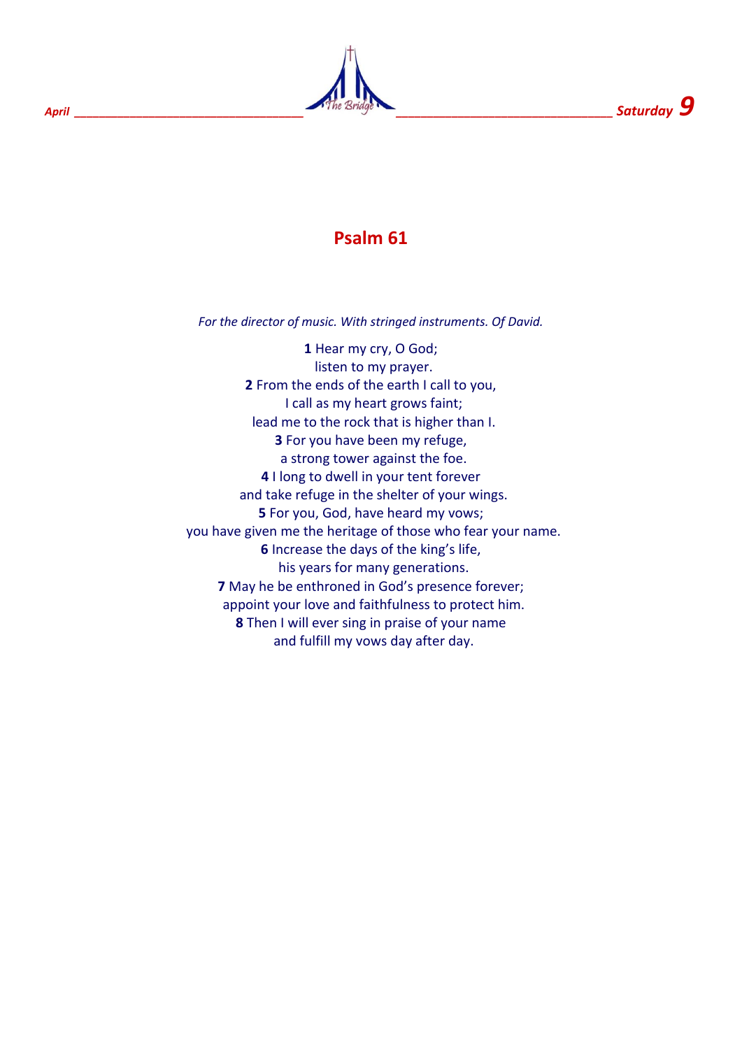April Saturday 9

# Psalm 61

*For the director of music. With stringed instruments. Of David.*

**1** Hear my cry, O God;
listen to my prayer.
**2** From the ends of the earth I call to you,
I call as my heart grows faint;
lead me to the rock that is higher than I.
**3** For you have been my refuge,
a strong tower against the foe.
**4** I long to dwell in your tent forever
and take refuge in the shelter of your wings.
**5** For you, God, have heard my vows;
you have given me the heritage of those who fear your name.
**6** Increase the days of the king's life,
his years for many generations.
**7** May he be enthroned in God's presence forever;
appoint your love and faithfulness to protect him.
**8** Then I will ever sing in praise of your name
and fulfill my vows day after day.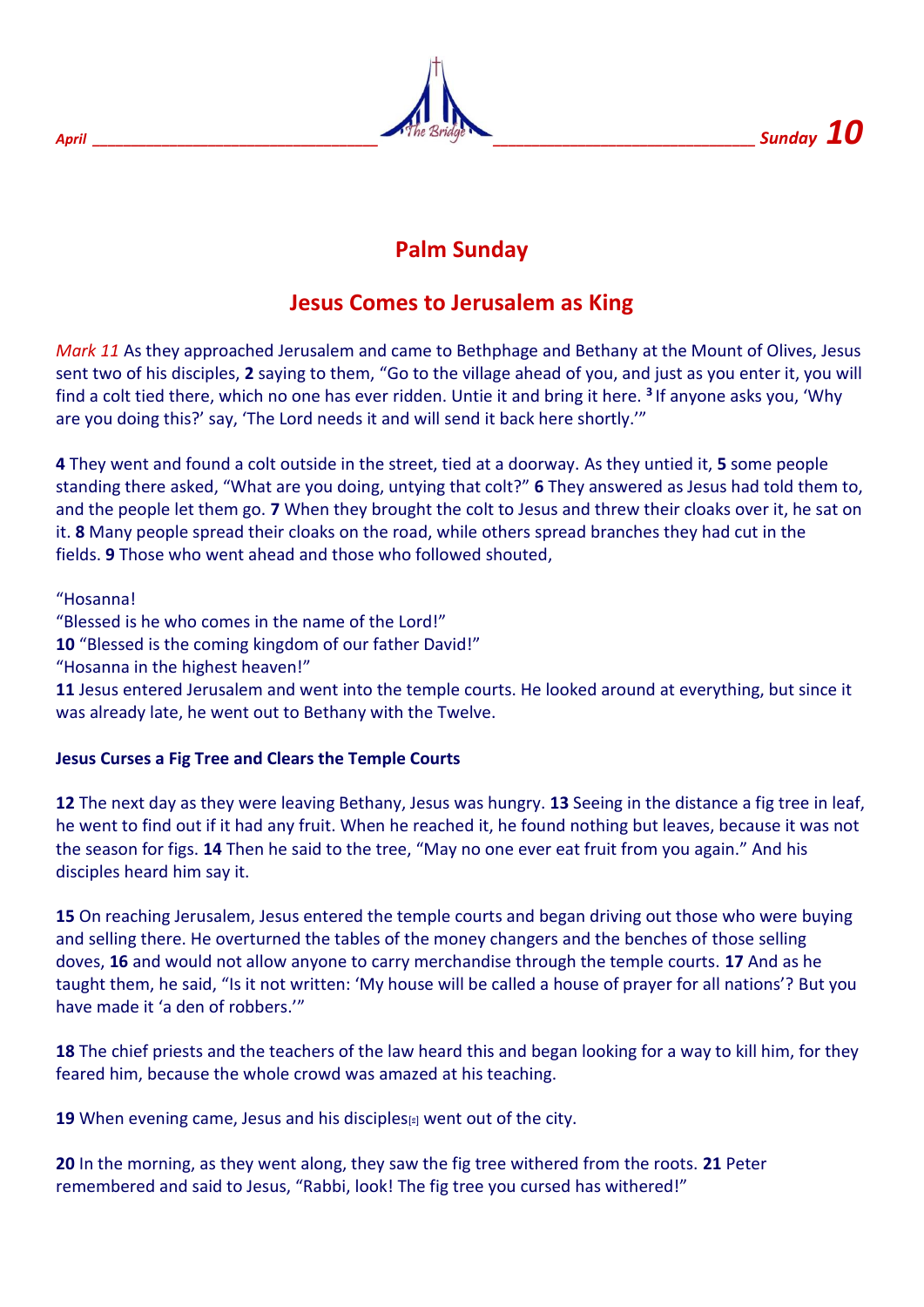## Palm Sunday

## Jesus Comes to Jerusalem as King

*Mark 11* As they approached Jerusalem and came to Bethphage and Bethany at the Mount of Olives, Jesus sent two of his disciples, **2** saying to them, "Go to the village ahead of you, and just as you enter it, you will find a colt tied there, which no one has ever ridden. Untie it and bring it here. **3** If anyone asks you, 'Why are you doing this?' say, 'The Lord needs it and will send it back here shortly.'"

**4** They went and found a colt outside in the street, tied at a doorway. As they untied it, **5** some people standing there asked, "What are you doing, untying that colt?" **6** They answered as Jesus had told them to, and the people let them go. **7** When they brought the colt to Jesus and threw their cloaks over it, he sat on it. **8** Many people spread their cloaks on the road, while others spread branches they had cut in the fields. **9** Those who went ahead and those who followed shouted,

"Hosanna!
"Blessed is he who comes in the name of the Lord!"
**10** "Blessed is the coming kingdom of our father David!"
"Hosanna in the highest heaven!"
**11** Jesus entered Jerusalem and went into the temple courts. He looked around at everything, but since it was already late, he went out to Bethany with the Twelve.

**Jesus Curses a Fig Tree and Clears the Temple Courts**

**12** The next day as they were leaving Bethany, Jesus was hungry. **13** Seeing in the distance a fig tree in leaf, he went to find out if it had any fruit. When he reached it, he found nothing but leaves, because it was not the season for figs. **14** Then he said to the tree, "May no one ever eat fruit from you again." And his disciples heard him say it.

**15** On reaching Jerusalem, Jesus entered the temple courts and began driving out those who were buying and selling there. He overturned the tables of the money changers and the benches of those selling doves, **16** and would not allow anyone to carry merchandise through the temple courts. **17** And as he taught them, he said, "Is it not written: 'My house will be called a house of prayer for all nations'? But you have made it 'a den of robbers.'"

**18** The chief priests and the teachers of the law heard this and began looking for a way to kill him, for they feared him, because the whole crowd was amazed at his teaching.

**19** When evening came, Jesus and his disciples[a] went out of the city.

**20** In the morning, as they went along, they saw the fig tree withered from the roots. **21** Peter remembered and said to Jesus, "Rabbi, look! The fig tree you cursed has withered!"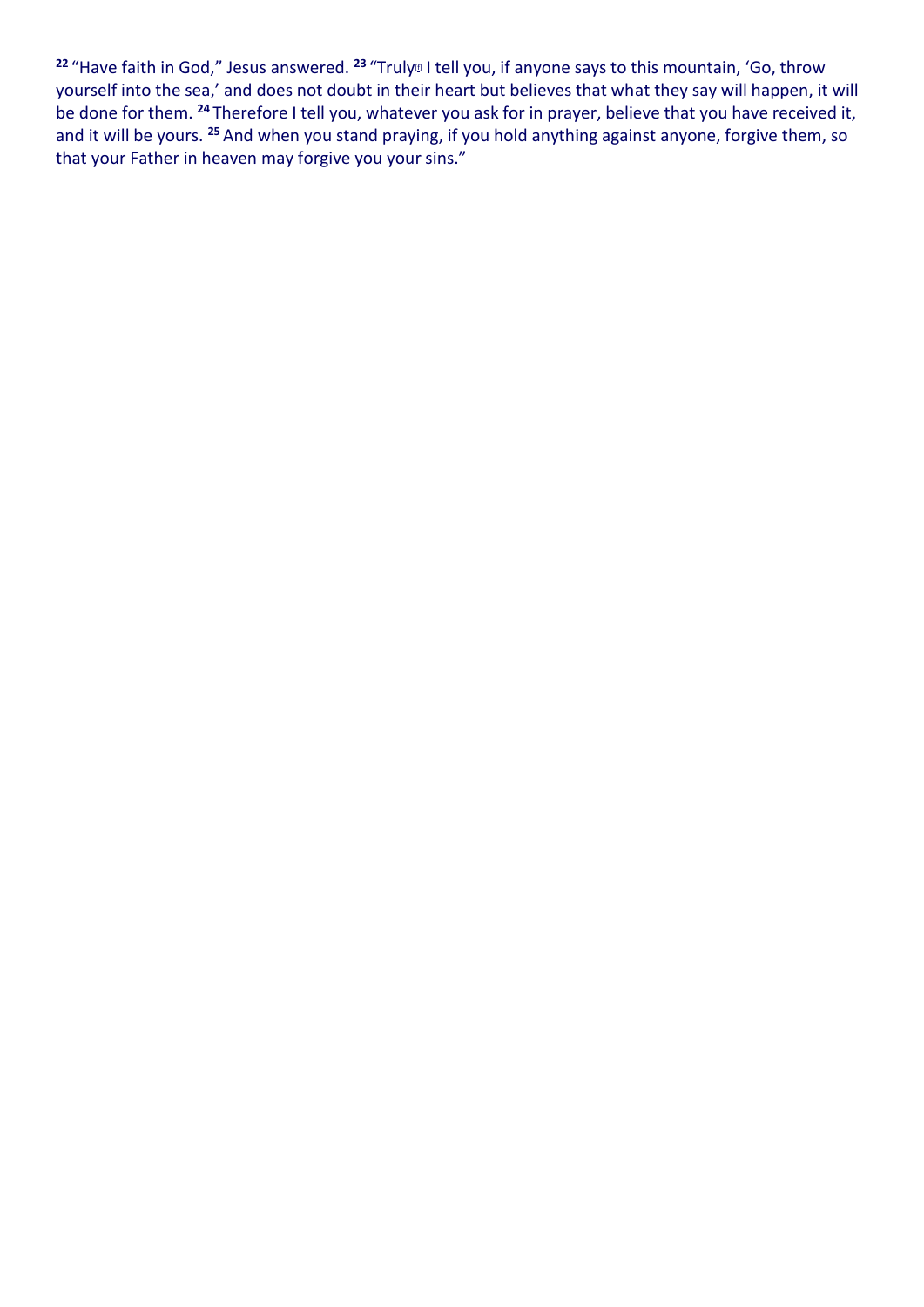[22] "Have faith in God," Jesus answered. [23] "Truly I tell you, if anyone says to this mountain, 'Go, throw yourself into the sea,' and does not doubt in their heart but believes that what they say will happen, it will be done for them. [24] Therefore I tell you, whatever you ask for in prayer, believe that you have received it, and it will be yours. [25] And when you stand praying, if you hold anything against anyone, forgive them, so that your Father in heaven may forgive you your sins."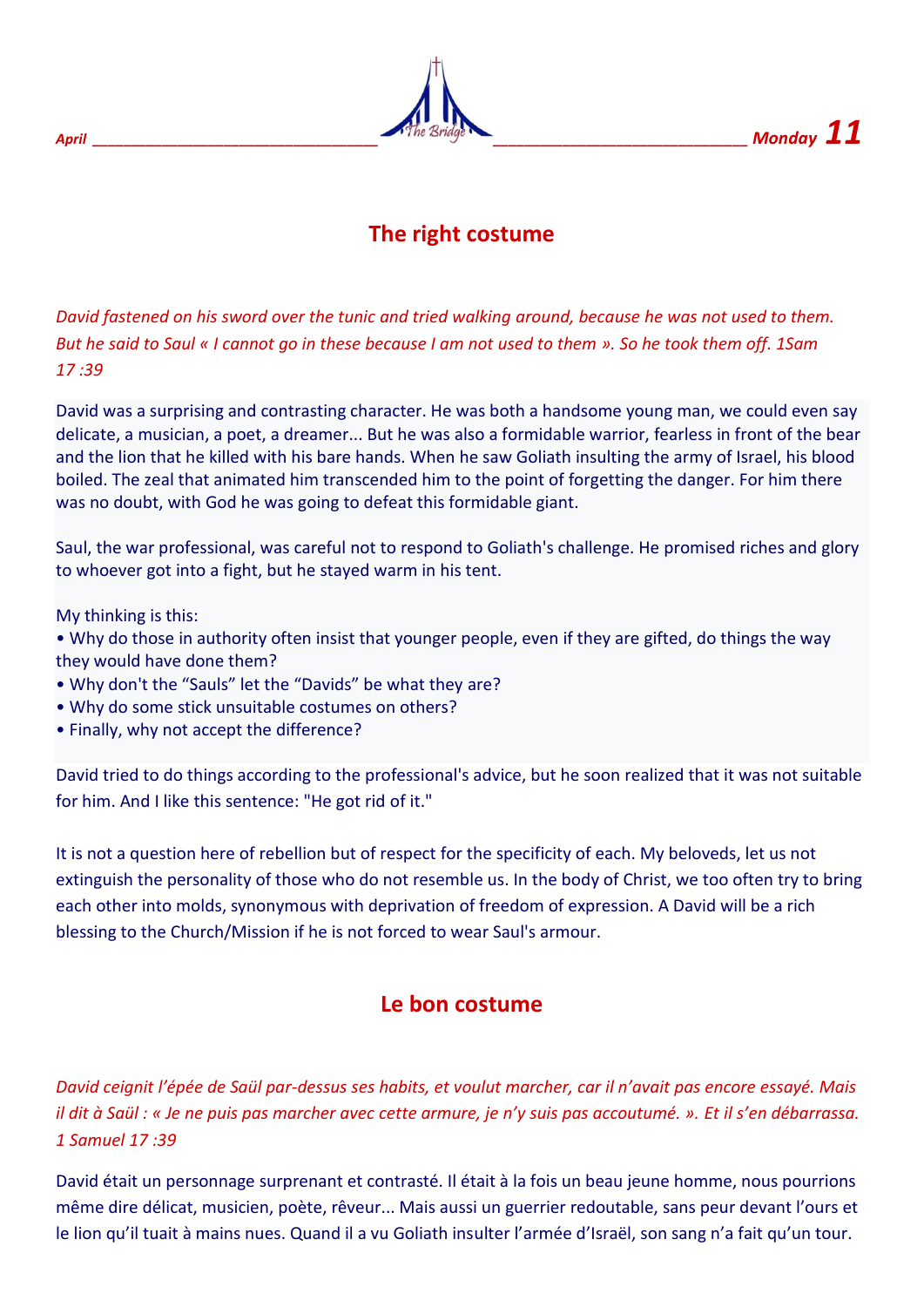April Monday 11

## The right costume

*David fastened on his sword over the tunic and tried walking around, because he was not used to them. But he said to Saul « I cannot go in these because I am not used to them ». So he took them off. 1Sam 17 :39*

David was a surprising and contrasting character. He was both a handsome young man, we could even say delicate, a musician, a poet, a dreamer... But he was also a formidable warrior, fearless in front of the bear and the lion that he killed with his bare hands. When he saw Goliath insulting the army of Israel, his blood boiled. The zeal that animated him transcended him to the point of forgetting the danger. For him there was no doubt, with God he was going to defeat this formidable giant.

Saul, the war professional, was careful not to respond to Goliath's challenge. He promised riches and glory to whoever got into a fight, but he stayed warm in his tent.

My thinking is this:
• Why do those in authority often insist that younger people, even if they are gifted, do things the way they would have done them?
• Why don't the "Sauls" let the "Davids" be what they are?
• Why do some stick unsuitable costumes on others?
• Finally, why not accept the difference?

David tried to do things according to the professional's advice, but he soon realized that it was not suitable for him. And I like this sentence: "He got rid of it."

It is not a question here of rebellion but of respect for the specificity of each. My beloveds, let us not extinguish the personality of those who do not resemble us. In the body of Christ, we too often try to bring each other into molds, synonymous with deprivation of freedom of expression. A David will be a rich blessing to the Church/Mission if he is not forced to wear Saul's armour.

## Le bon costume

*David ceignit l'épée de Saül par-dessus ses habits, et voulut marcher, car il n'avait pas encore essayé. Mais il dit à Saül : « Je ne puis pas marcher avec cette armure, je n'y suis pas accoutumé. ». Et il s'en débarrassa. 1 Samuel 17 :39*

David était un personnage surprenant et contrasté. Il était à la fois un beau jeune homme, nous pourrions même dire délicat, musicien, poète, rêveur... Mais aussi un guerrier redoutable, sans peur devant l'ours et le lion qu'il tuait à mains nues. Quand il a vu Goliath insulter l'armée d'Israël, son sang n'a fait qu'un tour.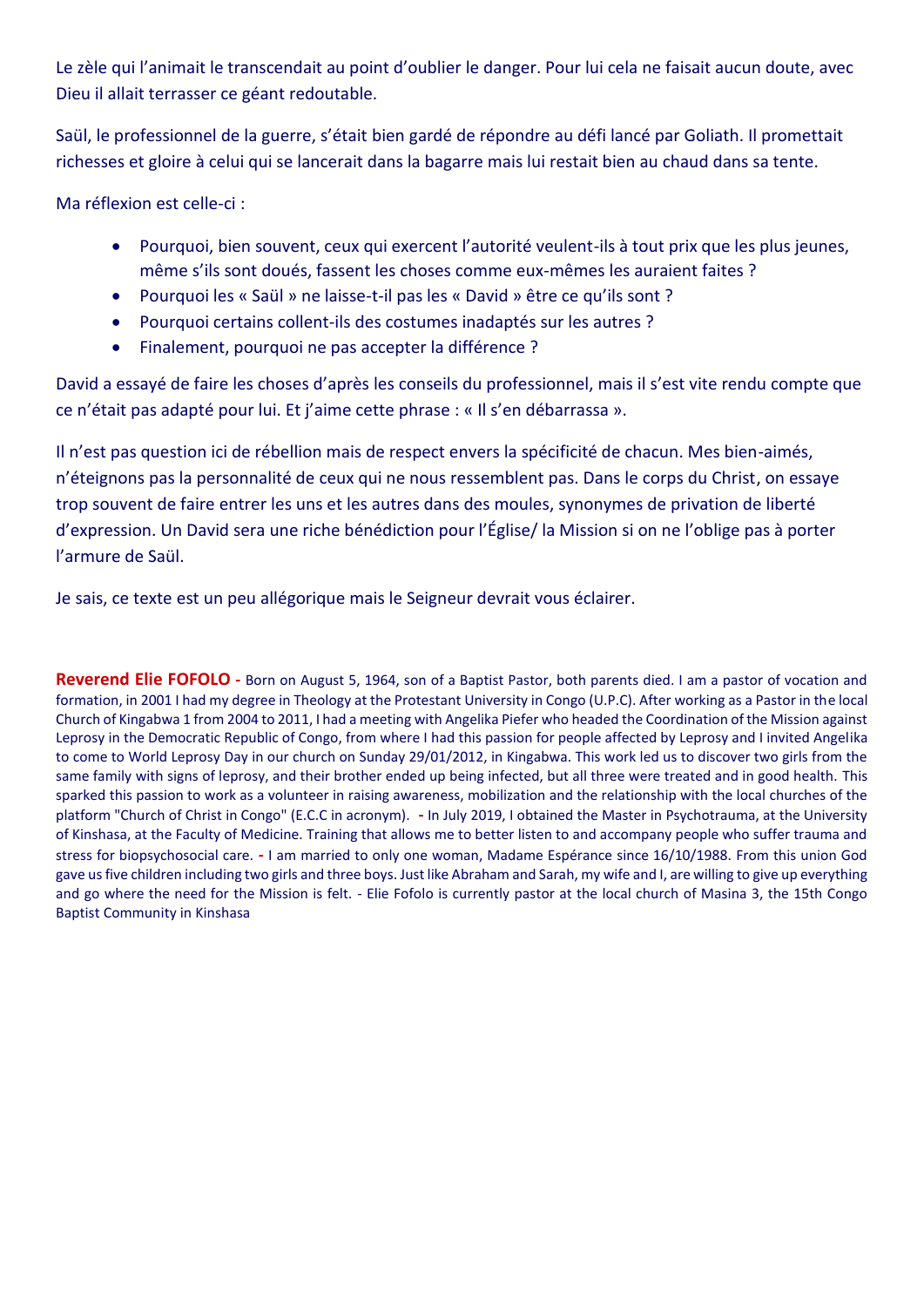Le zèle qui l'animait le transcendait au point d'oublier le danger. Pour lui cela ne faisait aucun doute, avec Dieu il allait terrasser ce géant redoutable.

Saül, le professionnel de la guerre, s'était bien gardé de répondre au défi lancé par Goliath. Il promettait richesses et gloire à celui qui se lancerait dans la bagarre mais lui restait bien au chaud dans sa tente.

Ma réflexion est celle-ci :

- Pourquoi, bien souvent, ceux qui exercent l'autorité veulent-ils à tout prix que les plus jeunes, même s'ils sont doués, fassent les choses comme eux-mêmes les auraient faites ?
- Pourquoi les « Saül » ne laisse-t-il pas les « David » être ce qu'ils sont ?
- Pourquoi certains collent-ils des costumes inadaptés sur les autres ?
- Finalement, pourquoi ne pas accepter la différence ?

David a essayé de faire les choses d'après les conseils du professionnel, mais il s'est vite rendu compte que ce n'était pas adapté pour lui. Et j'aime cette phrase : « Il s'en débarrassa ».

Il n'est pas question ici de rébellion mais de respect envers la spécificité de chacun. Mes bien-aimés, n'éteignons pas la personnalité de ceux qui ne nous ressemblent pas. Dans le corps du Christ, on essaye trop souvent de faire entrer les uns et les autres dans des moules, synonymes de privation de liberté d'expression. Un David sera une riche bénédiction pour l'Église/ la Mission si on ne l'oblige pas à porter l'armure de Saül.

Je sais, ce texte est un peu allégorique mais le Seigneur devrait vous éclairer.

**Reverend Elie FOFOLO -** Born on August 5, 1964, son of a Baptist Pastor, both parents died. I am a pastor of vocation and formation, in 2001 I had my degree in Theology at the Protestant University in Congo (U.P.C). After working as a Pastor in the local Church of Kingabwa 1 from 2004 to 2011, I had a meeting with Angelika Piefer who headed the Coordination of the Mission against Leprosy in the Democratic Republic of Congo, from where I had this passion for people affected by Leprosy and I invited Angelika to come to World Leprosy Day in our church on Sunday 29/01/2012, in Kingabwa. This work led us to discover two girls from the same family with signs of leprosy, and their brother ended up being infected, but all three were treated and in good health. This sparked this passion to work as a volunteer in raising awareness, mobilization and the relationship with the local churches of the platform "Church of Christ in Congo" (E.C.C in acronym). **-** In July 2019, I obtained the Master in Psychotrauma, at the University of Kinshasa, at the Faculty of Medicine. Training that allows me to better listen to and accompany people who suffer trauma and stress for biopsychosocial care. **-** I am married to only one woman, Madame Espérance since 16/10/1988. From this union God gave us five children including two girls and three boys. Just like Abraham and Sarah, my wife and I, are willing to give up everything and go where the need for the Mission is felt. - Elie Fofolo is currently pastor at the local church of Masina 3, the 15th Congo Baptist Community in Kinshasa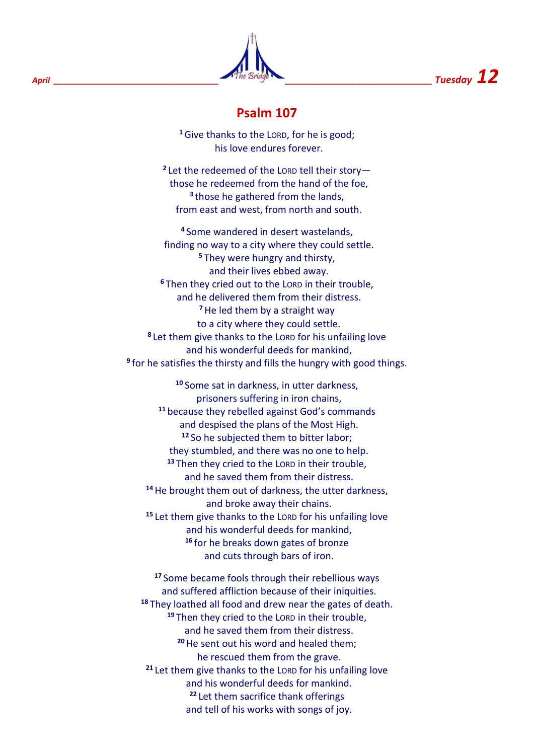# Psalm 107

[1] Give thanks to the LORD, for he is good;
his love endures forever.

[2] Let the redeemed of the LORD tell their story—
those he redeemed from the hand of the foe,
[3] those he gathered from the lands,
from east and west, from north and south.

[4] Some wandered in desert wastelands,
finding no way to a city where they could settle.
[5] They were hungry and thirsty,
and their lives ebbed away.
[6] Then they cried out to the LORD in their trouble,
and he delivered them from their distress.
[7] He led them by a straight way
to a city where they could settle.
[8] Let them give thanks to the LORD for his unfailing love
and his wonderful deeds for mankind,
[9] for he satisfies the thirsty and fills the hungry with good things.

[10] Some sat in darkness, in utter darkness,
prisoners suffering in iron chains,
[11] because they rebelled against God's commands
and despised the plans of the Most High.
[12] So he subjected them to bitter labor;
they stumbled, and there was no one to help.
[13] Then they cried to the LORD in their trouble,
and he saved them from their distress.
[14] He brought them out of darkness, the utter darkness,
and broke away their chains.
[15] Let them give thanks to the LORD for his unfailing love
and his wonderful deeds for mankind,
[16] for he breaks down gates of bronze
and cuts through bars of iron.

[17] Some became fools through their rebellious ways
and suffered affliction because of their iniquities.
[18] They loathed all food and drew near the gates of death.
[19] Then they cried to the LORD in their trouble,
and he saved them from their distress.
[20] He sent out his word and healed them;
he rescued them from the grave.
[21] Let them give thanks to the LORD for his unfailing love
and his wonderful deeds for mankind.
[22] Let them sacrifice thank offerings
and tell of his works with songs of joy.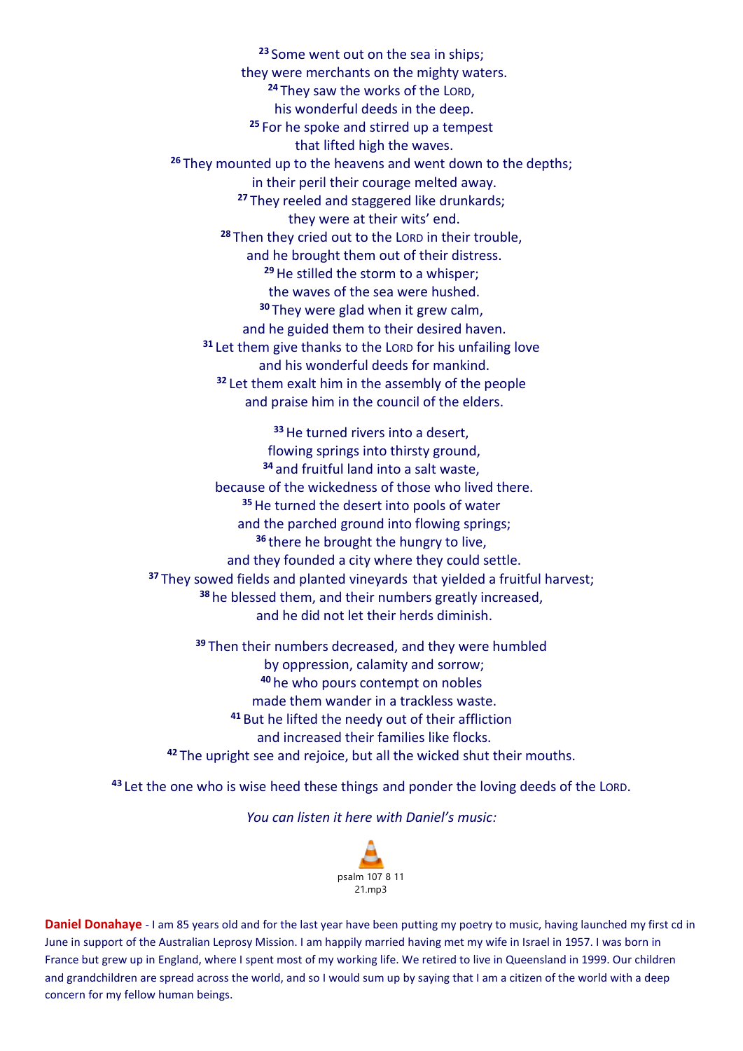[23] Some went out on the sea in ships;
they were merchants on the mighty waters.
[24] They saw the works of the LORD,
his wonderful deeds in the deep.
[25] For he spoke and stirred up a tempest
that lifted high the waves.
[26] They mounted up to the heavens and went down to the depths;
in their peril their courage melted away.
[27] They reeled and staggered like drunkards;
they were at their wits' end.
[28] Then they cried out to the LORD in their trouble,
and he brought them out of their distress.
[29] He stilled the storm to a whisper;
the waves of the sea were hushed.
[30] They were glad when it grew calm,
and he guided them to their desired haven.
[31] Let them give thanks to the LORD for his unfailing love
and his wonderful deeds for mankind.
[32] Let them exalt him in the assembly of the people
and praise him in the council of the elders.

[33] He turned rivers into a desert,
flowing springs into thirsty ground,
[34] and fruitful land into a salt waste,
because of the wickedness of those who lived there.
[35] He turned the desert into pools of water
and the parched ground into flowing springs;
[36] there he brought the hungry to live,
and they founded a city where they could settle.
[37] They sowed fields and planted vineyards that yielded a fruitful harvest;
[38] he blessed them, and their numbers greatly increased,
and he did not let their herds diminish.

[39] Then their numbers decreased, and they were humbled
by oppression, calamity and sorrow;
[40] he who pours contempt on nobles
made them wander in a trackless waste.
[41] But he lifted the needy out of their affliction
and increased their families like flocks.
[42] The upright see and rejoice, but all the wicked shut their mouths.

[43] Let the one who is wise heed these things and ponder the loving deeds of the LORD.

*You can listen it here with Daniel's music:*

psalm 107 8 11 21.mp3

**Daniel Donahaye** - I am 85 years old and for the last year have been putting my poetry to music, having launched my first cd in June in support of the Australian Leprosy Mission. I am happily married having met my wife in Israel in 1957. I was born in France but grew up in England, where I spent most of my working life. We retired to live in Queensland in 1999. Our children and grandchildren are spread across the world, and so I would sum up by saying that I am a citizen of the world with a deep concern for my fellow human beings.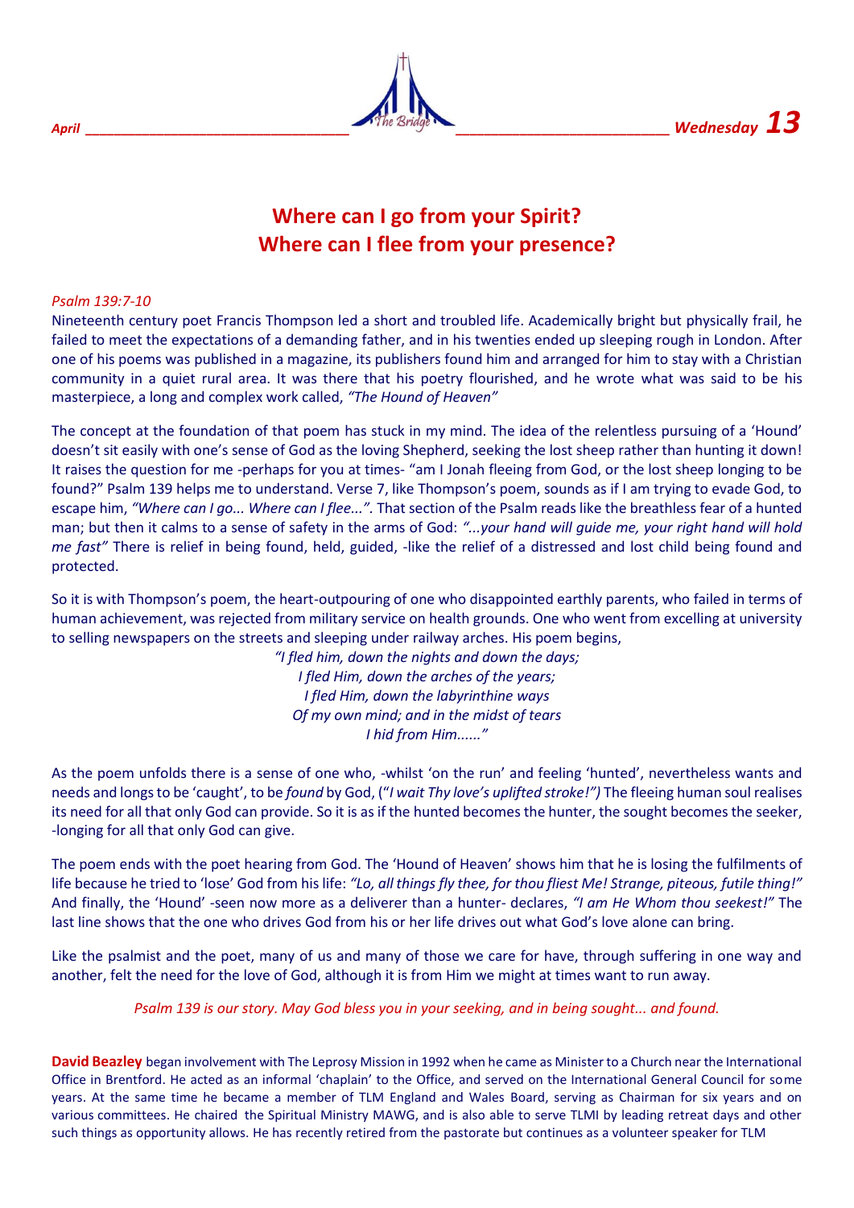# Where can I go from your Spirit?
# Where can I flee from your presence?

*Psalm 139:7-10*

Nineteenth century poet Francis Thompson led a short and troubled life. Academically bright but physically frail, he failed to meet the expectations of a demanding father, and in his twenties ended up sleeping rough in London. After one of his poems was published in a magazine, its publishers found him and arranged for him to stay with a Christian community in a quiet rural area. It was there that his poetry flourished, and he wrote what was said to be his masterpiece, a long and complex work called, *"The Hound of Heaven"*

The concept at the foundation of that poem has stuck in my mind. The idea of the relentless pursuing of a 'Hound' doesn't sit easily with one's sense of God as the loving Shepherd, seeking the lost sheep rather than hunting it down! It raises the question for me -perhaps for you at times- "am I Jonah fleeing from God, or the lost sheep longing to be found?" Psalm 139 helps me to understand. Verse 7, like Thompson's poem, sounds as if I am trying to evade God, to escape him, *"Where can I go... Where can I flee..."*. That section of the Psalm reads like the breathless fear of a hunted man; but then it calms to a sense of safety in the arms of God: *"...your hand will guide me, your right hand will hold me fast"* There is relief in being found, held, guided, -like the relief of a distressed and lost child being found and protected.

So it is with Thompson's poem, the heart-outpouring of one who disappointed earthly parents, who failed in terms of human achievement, was rejected from military service on health grounds. One who went from excelling at university to selling newspapers on the streets and sleeping under railway arches. His poem begins,

*"I fled him, down the nights and down the days;*
*I fled Him, down the arches of the years;*
*I fled Him, down the labyrinthine ways*
*Of my own mind; and in the midst of tears*
*I hid from Him......"*

As the poem unfolds there is a sense of one who, -whilst 'on the run' and feeling 'hunted', nevertheless wants and needs and longs to be 'caught', to be *found* by God, ("*I wait Thy love's uplifted stroke!")* The fleeing human soul realises its need for all that only God can provide. So it is as if the hunted becomes the hunter, the sought becomes the seeker, -longing for all that only God can give.

The poem ends with the poet hearing from God. The 'Hound of Heaven' shows him that he is losing the fulfilments of life because he tried to 'lose' God from his life: *"Lo, all things fly thee, for thou fliest Me! Strange, piteous, futile thing!"* And finally, the 'Hound' -seen now more as a deliverer than a hunter- declares, *"I am He Whom thou seekest!"* The last line shows that the one who drives God from his or her life drives out what God's love alone can bring.

Like the psalmist and the poet, many of us and many of those we care for have, through suffering in one way and another, felt the need for the love of God, although it is from Him we might at times want to run away.

*Psalm 139 is our story. May God bless you in your seeking, and in being sought... and found.*

**David Beazley** began involvement with The Leprosy Mission in 1992 when he came as Minister to a Church near the International Office in Brentford. He acted as an informal 'chaplain' to the Office, and served on the International General Council for some years. At the same time he became a member of TLM England and Wales Board, serving as Chairman for six years and on various committees. He chaired the Spiritual Ministry MAWG, and is also able to serve TLMI by leading retreat days and other such things as opportunity allows. He has recently retired from the pastorate but continues as a volunteer speaker for TLM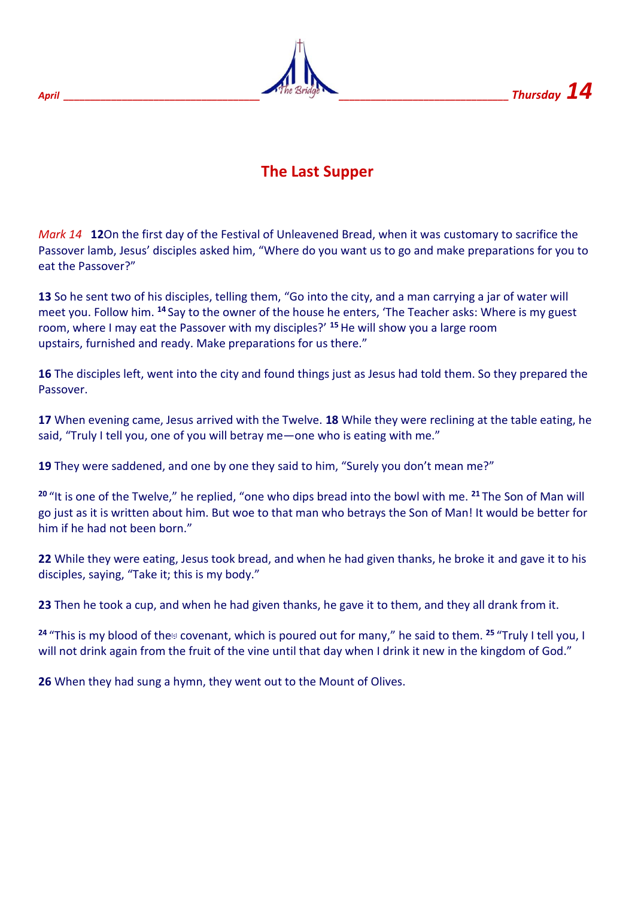# The Last Supper

*Mark 14* **12**On the first day of the Festival of Unleavened Bread, when it was customary to sacrifice the Passover lamb, Jesus' disciples asked him, "Where do you want us to go and make preparations for you to eat the Passover?"

**13** So he sent two of his disciples, telling them, "Go into the city, and a man carrying a jar of water will meet you. Follow him. **14** Say to the owner of the house he enters, 'The Teacher asks: Where is my guest room, where I may eat the Passover with my disciples?' **15** He will show you a large room upstairs, furnished and ready. Make preparations for us there."

**16** The disciples left, went into the city and found things just as Jesus had told them. So they prepared the Passover.

**17** When evening came, Jesus arrived with the Twelve. **18** While they were reclining at the table eating, he said, "Truly I tell you, one of you will betray me—one who is eating with me."

**19** They were saddened, and one by one they said to him, "Surely you don't mean me?"

**20** "It is one of the Twelve," he replied, "one who dips bread into the bowl with me. **21** The Son of Man will go just as it is written about him. But woe to that man who betrays the Son of Man! It would be better for him if he had not been born."

**22** While they were eating, Jesus took bread, and when he had given thanks, he broke it and gave it to his disciples, saying, "Take it; this is my body."

**23** Then he took a cup, and when he had given thanks, he gave it to them, and they all drank from it.

**24** "This is my blood of the[e] covenant, which is poured out for many," he said to them. **25** "Truly I tell you, I will not drink again from the fruit of the vine until that day when I drink it new in the kingdom of God."

**26** When they had sung a hymn, they went out to the Mount of Olives.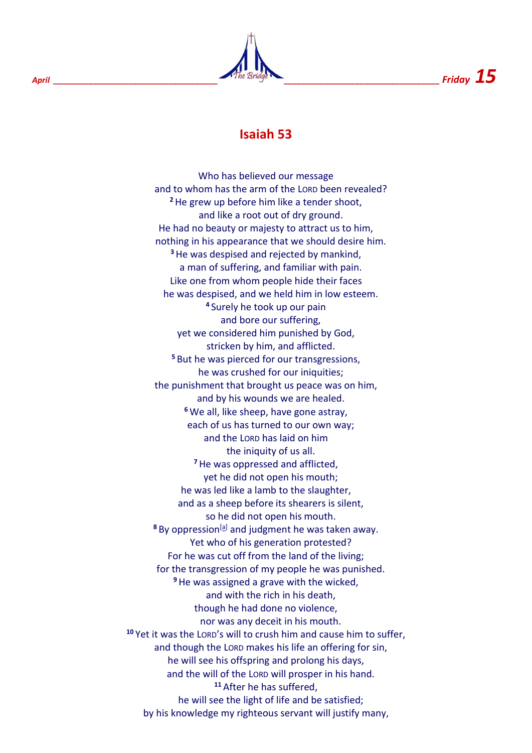## Isaiah 53

Who has believed our message
and to whom has the arm of the Lord been revealed?
[2] He grew up before him like a tender shoot,
and like a root out of dry ground.
He had no beauty or majesty to attract us to him,
nothing in his appearance that we should desire him.
[3] He was despised and rejected by mankind,
a man of suffering, and familiar with pain.
Like one from whom people hide their faces
he was despised, and we held him in low esteem.
[4] Surely he took up our pain
and bore our suffering,
yet we considered him punished by God,
stricken by him, and afflicted.
[5] But he was pierced for our transgressions,
he was crushed for our iniquities;
the punishment that brought us peace was on him,
and by his wounds we are healed.
[6] We all, like sheep, have gone astray,
each of us has turned to our own way;
and the Lord has laid on him
the iniquity of us all.
[7] He was oppressed and afflicted,
yet he did not open his mouth;
he was led like a lamb to the slaughter,
and as a sheep before its shearers is silent,
so he did not open his mouth.
[8] By oppression[a] and judgment he was taken away.
Yet who of his generation protested?
For he was cut off from the land of the living;
for the transgression of my people he was punished.
[9] He was assigned a grave with the wicked,
and with the rich in his death,
though he had done no violence,
nor was any deceit in his mouth.
[10] Yet it was the Lord's will to crush him and cause him to suffer,
and though the Lord makes his life an offering for sin,
he will see his offspring and prolong his days,
and the will of the Lord will prosper in his hand.
[11] After he has suffered,
he will see the light of life and be satisfied;
by his knowledge my righteous servant will justify many,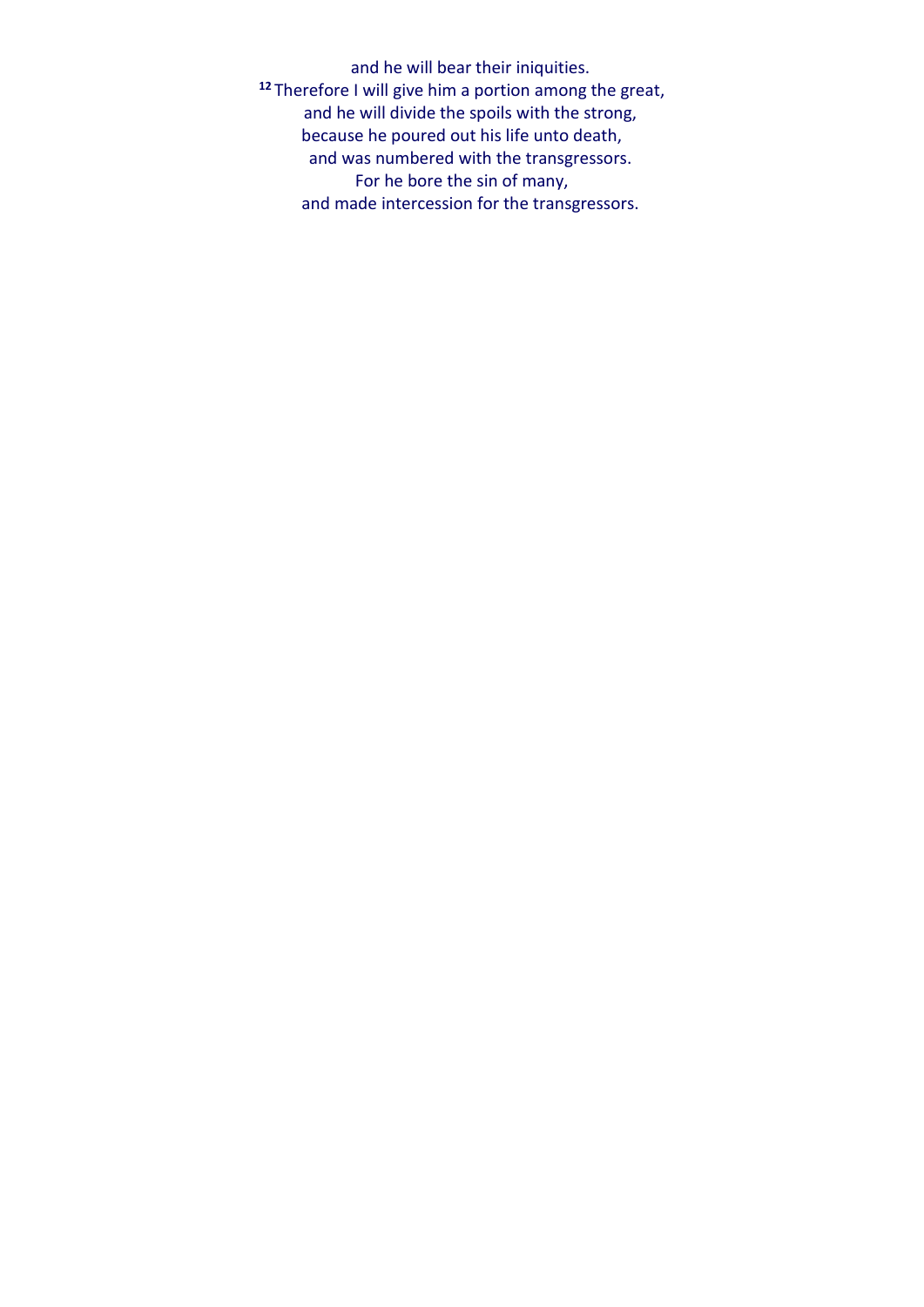and he will bear their iniquities.

[12] Therefore I will give him a portion among the great,
and he will divide the spoils with the strong,
because he poured out his life unto death,
and was numbered with the transgressors.
For he bore the sin of many,
and made intercession for the transgressors.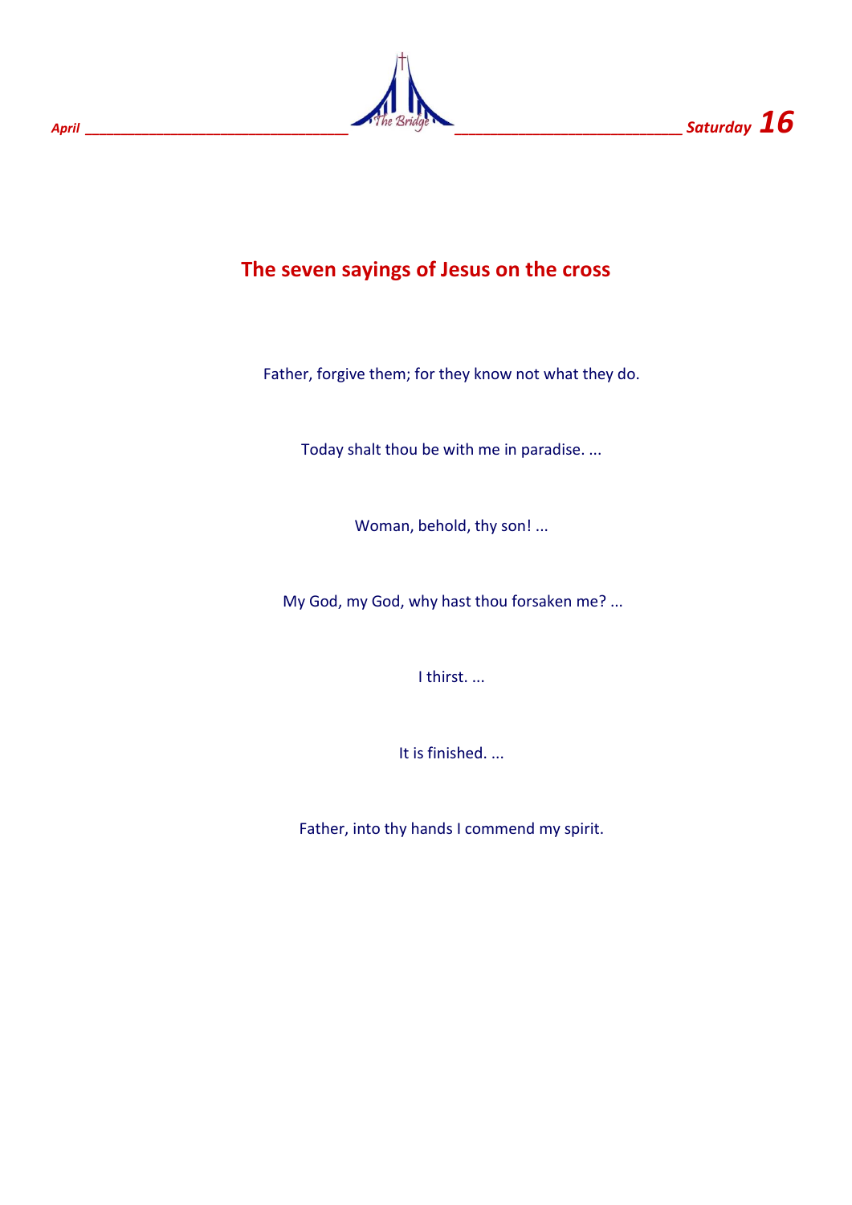## The seven sayings of Jesus on the cross

Father, forgive them; for they know not what they do.

Today shalt thou be with me in paradise. ...

Woman, behold, thy son! ...

My God, my God, why hast thou forsaken me? ...

I thirst. ...

It is finished. ...

Father, into thy hands I commend my spirit.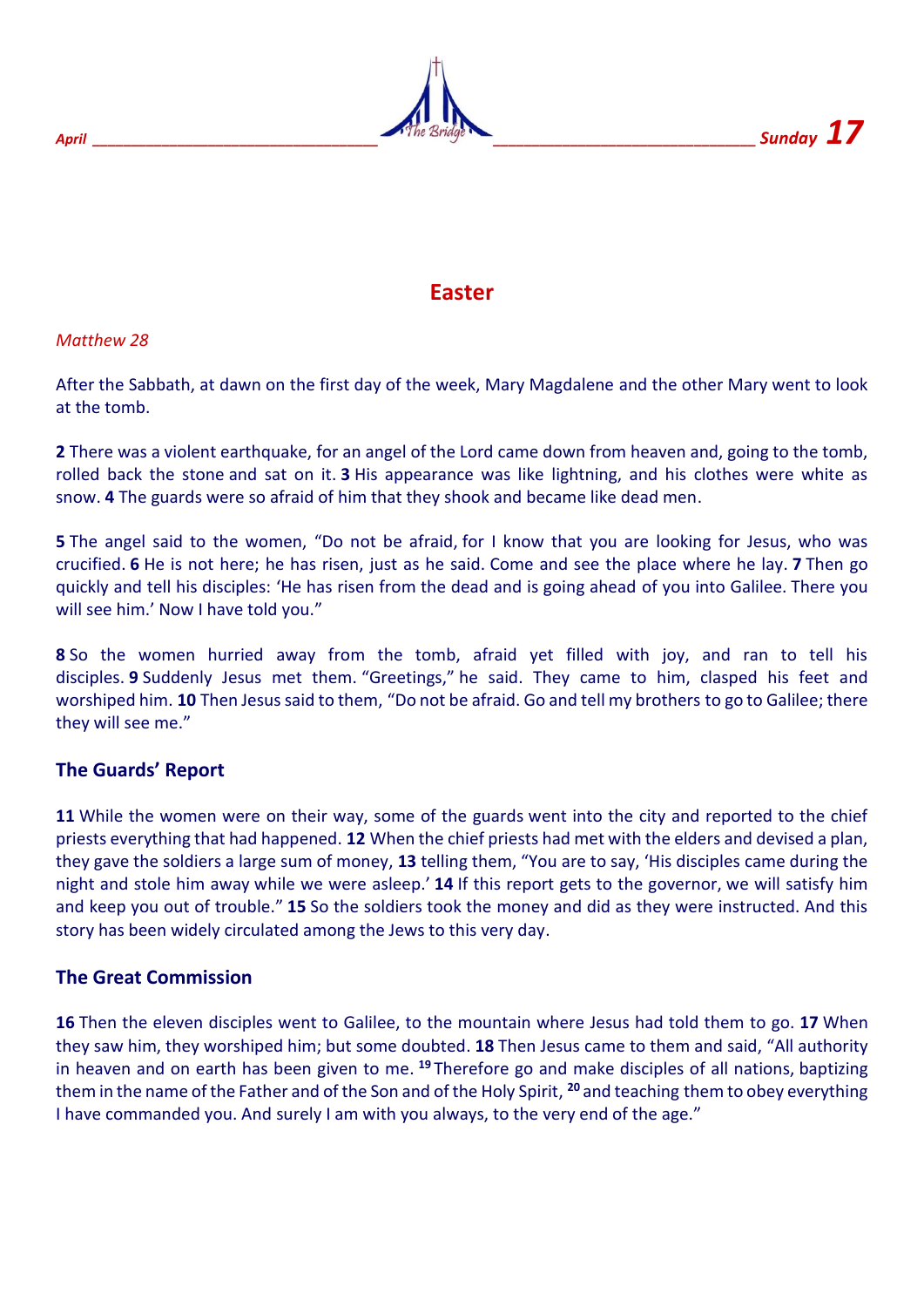# Easter

*Matthew 28*

After the Sabbath, at dawn on the first day of the week, Mary Magdalene and the other Mary went to look at the tomb.

**2** There was a violent earthquake, for an angel of the Lord came down from heaven and, going to the tomb, rolled back the stone and sat on it. **3** His appearance was like lightning, and his clothes were white as snow. **4** The guards were so afraid of him that they shook and became like dead men.

**5** The angel said to the women, "Do not be afraid, for I know that you are looking for Jesus, who was crucified. **6** He is not here; he has risen, just as he said. Come and see the place where he lay. **7** Then go quickly and tell his disciples: 'He has risen from the dead and is going ahead of you into Galilee. There you will see him.' Now I have told you."

**8** So the women hurried away from the tomb, afraid yet filled with joy, and ran to tell his disciples. **9** Suddenly Jesus met them. "Greetings," he said. They came to him, clasped his feet and worshiped him. **10** Then Jesus said to them, "Do not be afraid. Go and tell my brothers to go to Galilee; there they will see me."

## The Guards' Report

**11** While the women were on their way, some of the guards went into the city and reported to the chief priests everything that had happened. **12** When the chief priests had met with the elders and devised a plan, they gave the soldiers a large sum of money, **13** telling them, "You are to say, 'His disciples came during the night and stole him away while we were asleep.' **14** If this report gets to the governor, we will satisfy him and keep you out of trouble." **15** So the soldiers took the money and did as they were instructed. And this story has been widely circulated among the Jews to this very day.

## The Great Commission

**16** Then the eleven disciples went to Galilee, to the mountain where Jesus had told them to go. **17** When they saw him, they worshiped him; but some doubted. **18** Then Jesus came to them and said, "All authority in heaven and on earth has been given to me. **19** Therefore go and make disciples of all nations, baptizing them in the name of the Father and of the Son and of the Holy Spirit, **20** and teaching them to obey everything I have commanded you. And surely I am with you always, to the very end of the age."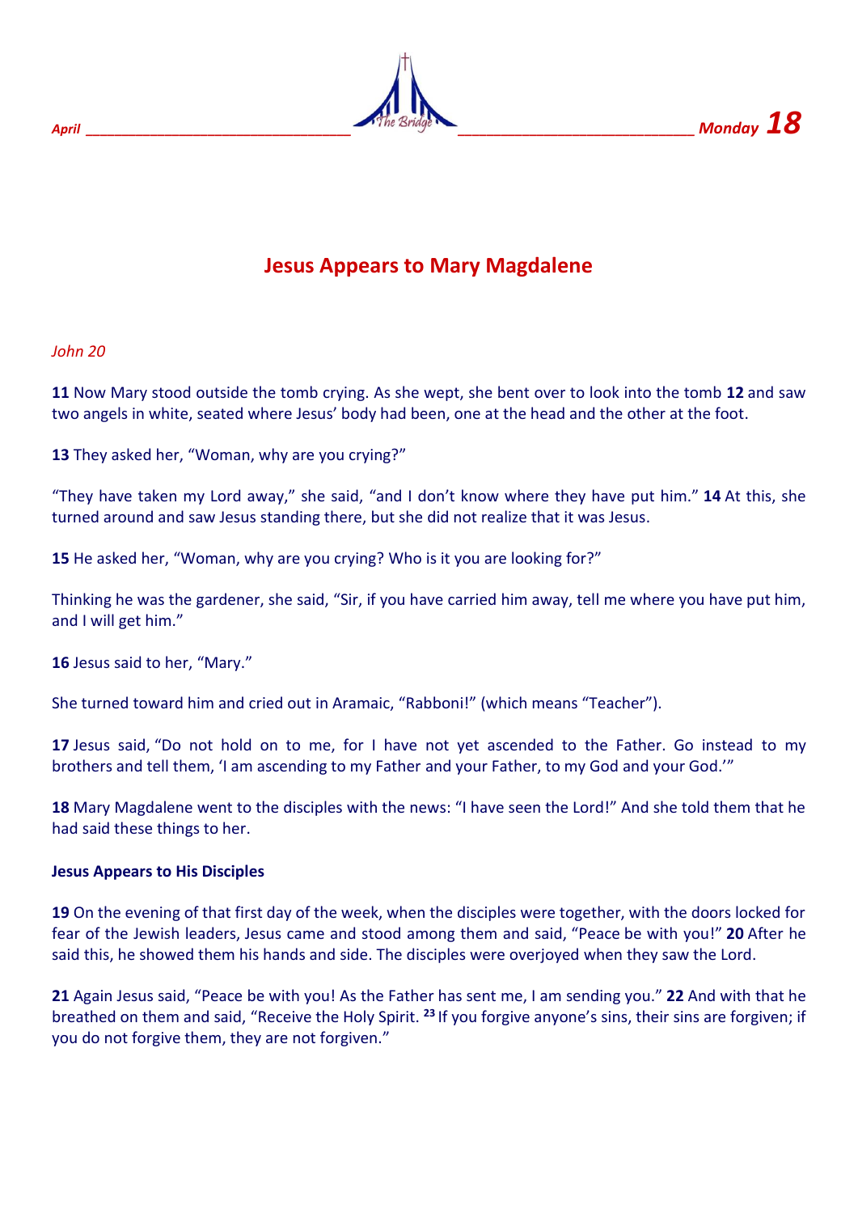# Jesus Appears to Mary Magdalene

*John 20*

**11** Now Mary stood outside the tomb crying. As she wept, she bent over to look into the tomb **12** and saw two angels in white, seated where Jesus' body had been, one at the head and the other at the foot.

**13** They asked her, "Woman, why are you crying?"

"They have taken my Lord away," she said, "and I don't know where they have put him." **14** At this, she turned around and saw Jesus standing there, but she did not realize that it was Jesus.

**15** He asked her, "Woman, why are you crying? Who is it you are looking for?"

Thinking he was the gardener, she said, "Sir, if you have carried him away, tell me where you have put him, and I will get him."

**16** Jesus said to her, "Mary."

She turned toward him and cried out in Aramaic, "Rabboni!" (which means "Teacher").

**17** Jesus said, "Do not hold on to me, for I have not yet ascended to the Father. Go instead to my brothers and tell them, 'I am ascending to my Father and your Father, to my God and your God.'"

**18** Mary Magdalene went to the disciples with the news: "I have seen the Lord!" And she told them that he had said these things to her.

**Jesus Appears to His Disciples**

**19** On the evening of that first day of the week, when the disciples were together, with the doors locked for fear of the Jewish leaders, Jesus came and stood among them and said, "Peace be with you!" **20** After he said this, he showed them his hands and side. The disciples were overjoyed when they saw the Lord.

**21** Again Jesus said, "Peace be with you! As the Father has sent me, I am sending you." **22** And with that he breathed on them and said, "Receive the Holy Spirit. **23** If you forgive anyone's sins, their sins are forgiven; if you do not forgive them, they are not forgiven."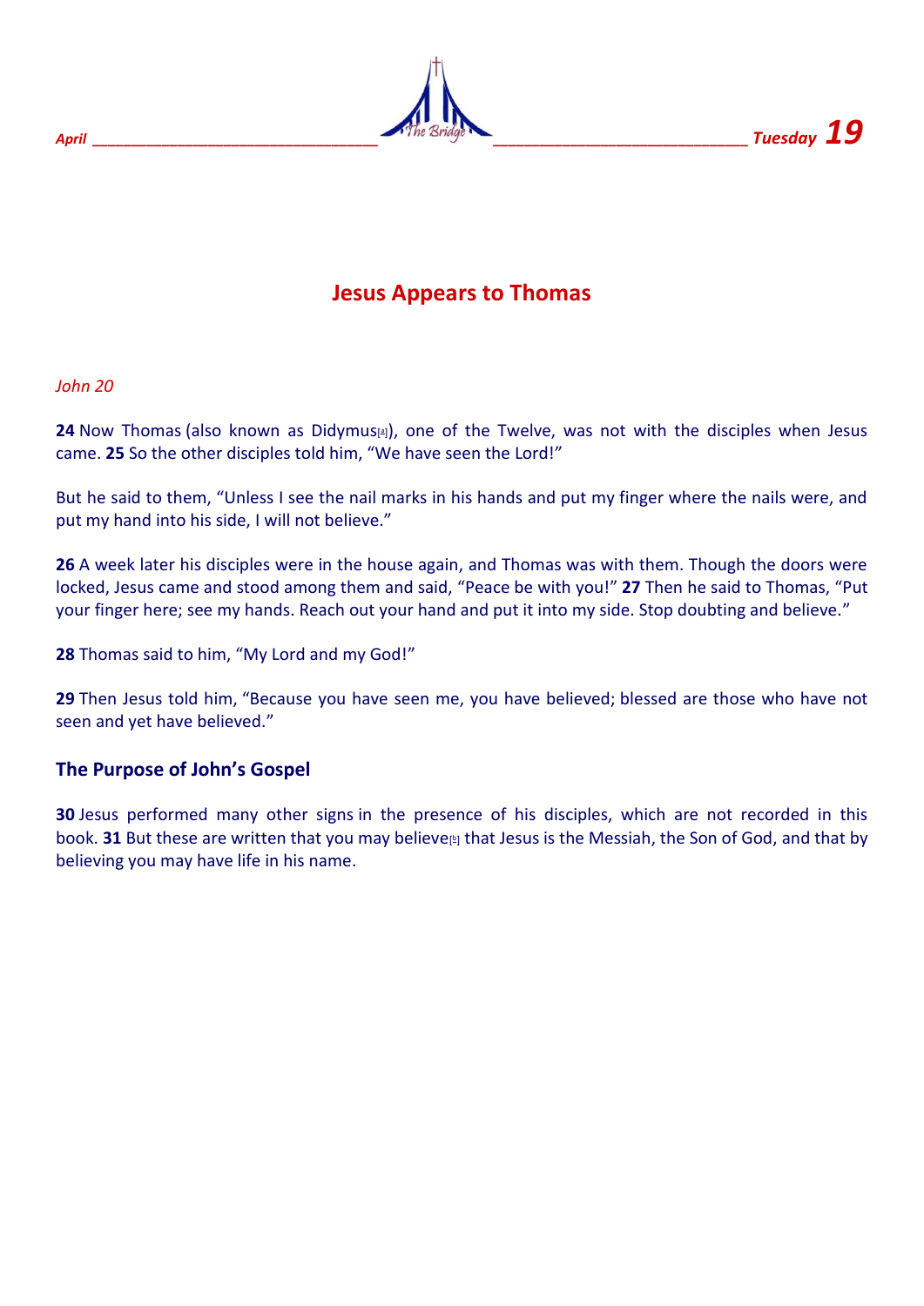April _______________________________ _______________________________ Tuesday **19**

# Jesus Appears to Thomas

*John 20*

**24** Now Thomas (also known as Didymus[a]), one of the Twelve, was not with the disciples when Jesus came. **25** So the other disciples told him, "We have seen the Lord!"

But he said to them, "Unless I see the nail marks in his hands and put my finger where the nails were, and put my hand into his side, I will not believe."

**26** A week later his disciples were in the house again, and Thomas was with them. Though the doors were locked, Jesus came and stood among them and said, "Peace be with you!" **27** Then he said to Thomas, "Put your finger here; see my hands. Reach out your hand and put it into my side. Stop doubting and believe."

**28** Thomas said to him, "My Lord and my God!"

**29** Then Jesus told him, "Because you have seen me, you have believed; blessed are those who have not seen and yet have believed."

## The Purpose of John's Gospel

**30** Jesus performed many other signs in the presence of his disciples, which are not recorded in this book. **31** But these are written that you may believe[b] that Jesus is the Messiah, the Son of God, and that by believing you may have life in his name.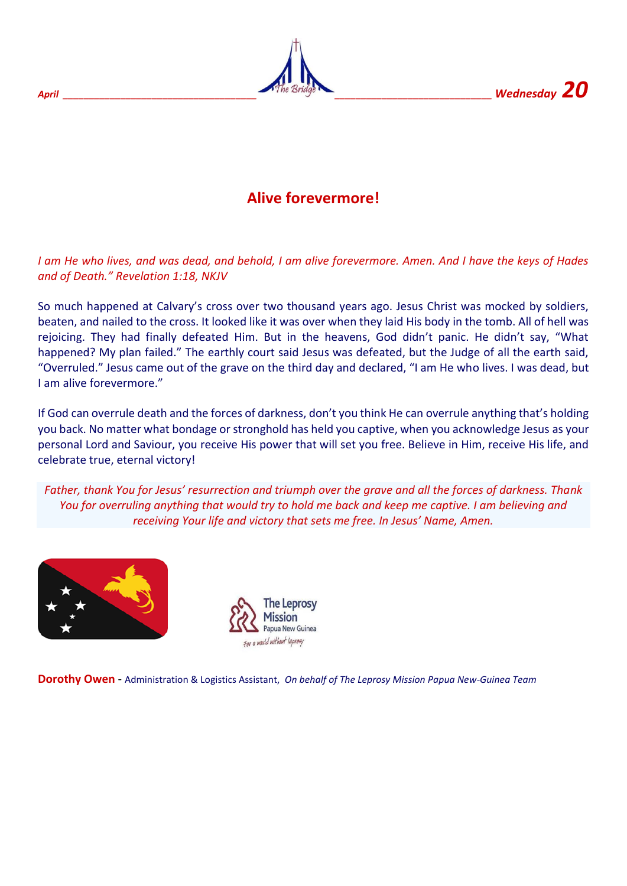April Wednesday 20

# Alive forevermore!

*I am He who lives, and was dead, and behold, I am alive forevermore. Amen. And I have the keys of Hades and of Death." Revelation 1:18, NKJV*

So much happened at Calvary's cross over two thousand years ago. Jesus Christ was mocked by soldiers, beaten, and nailed to the cross. It looked like it was over when they laid His body in the tomb. All of hell was rejoicing. They had finally defeated Him. But in the heavens, God didn't panic. He didn't say, "What happened? My plan failed." The earthly court said Jesus was defeated, but the Judge of all the earth said, "Overruled." Jesus came out of the grave on the third day and declared, "I am He who lives. I was dead, but I am alive forevermore."

If God can overrule death and the forces of darkness, don't you think He can overrule anything that's holding you back. No matter what bondage or stronghold has held you captive, when you acknowledge Jesus as your personal Lord and Saviour, you receive His power that will set you free. Believe in Him, receive His life, and celebrate true, eternal victory!

*Father, thank You for Jesus' resurrection and triumph over the grave and all the forces of darkness. Thank You for overruling anything that would try to hold me back and keep me captive. I am believing and receiving Your life and victory that sets me free. In Jesus' Name, Amen.*

The Leprosy Mission Papua New Guinea
For a world without leprosy

**Dorothy Owen** - Administration & Logistics Assistant, *On behalf of The Leprosy Mission Papua New-Guinea Team*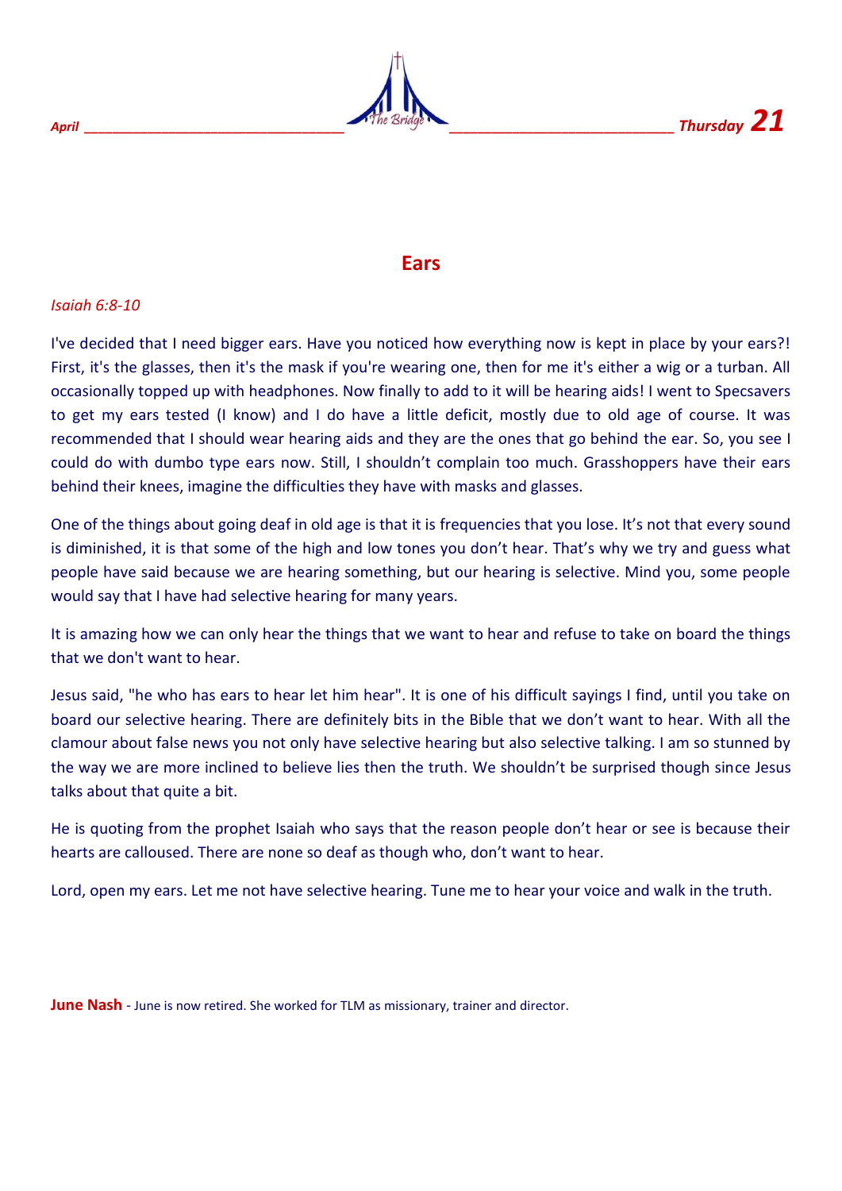April Thursday 21

# Ears

*Isaiah 6:8-10*

I've decided that I need bigger ears. Have you noticed how everything now is kept in place by your ears?! First, it's the glasses, then it's the mask if you're wearing one, then for me it's either a wig or a turban. All occasionally topped up with headphones. Now finally to add to it will be hearing aids! I went to Specsavers to get my ears tested (I know) and I do have a little deficit, mostly due to old age of course. It was recommended that I should wear hearing aids and they are the ones that go behind the ear. So, you see I could do with dumbo type ears now. Still, I shouldn't complain too much. Grasshoppers have their ears behind their knees, imagine the difficulties they have with masks and glasses.

One of the things about going deaf in old age is that it is frequencies that you lose. It's not that every sound is diminished, it is that some of the high and low tones you don't hear. That's why we try and guess what people have said because we are hearing something, but our hearing is selective. Mind you, some people would say that I have had selective hearing for many years.

It is amazing how we can only hear the things that we want to hear and refuse to take on board the things that we don't want to hear.

Jesus said, "he who has ears to hear let him hear". It is one of his difficult sayings I find, until you take on board our selective hearing. There are definitely bits in the Bible that we don't want to hear. With all the clamour about false news you not only have selective hearing but also selective talking. I am so stunned by the way we are more inclined to believe lies then the truth. We shouldn't be surprised though since Jesus talks about that quite a bit.

He is quoting from the prophet Isaiah who says that the reason people don't hear or see is because their hearts are calloused. There are none so deaf as though who, don't want to hear.

Lord, open my ears. Let me not have selective hearing. Tune me to hear your voice and walk in the truth.

**June Nash** - June is now retired. She worked for TLM as missionary, trainer and director.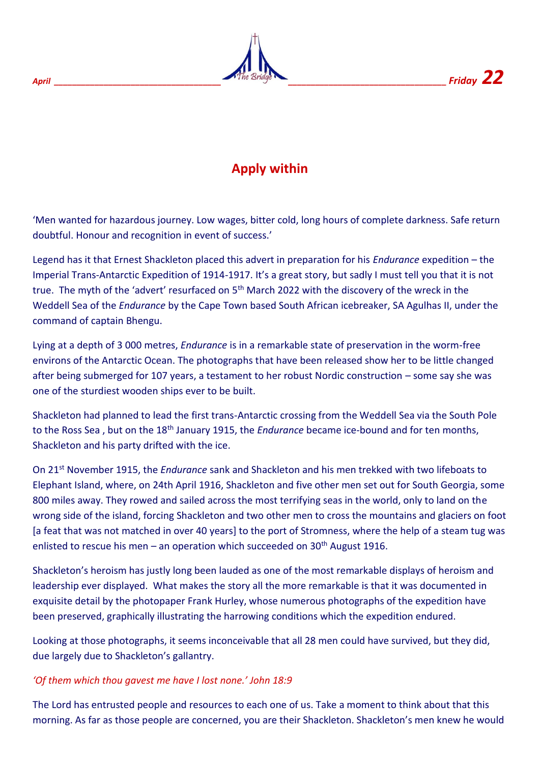# Apply within

'Men wanted for hazardous journey. Low wages, bitter cold, long hours of complete darkness. Safe return doubtful. Honour and recognition in event of success.'

Legend has it that Ernest Shackleton placed this advert in preparation for his *Endurance* expedition – the Imperial Trans-Antarctic Expedition of 1914-1917. It's a great story, but sadly I must tell you that it is not true. The myth of the 'advert' resurfaced on 5th March 2022 with the discovery of the wreck in the Weddell Sea of the *Endurance* by the Cape Town based South African icebreaker, SA Agulhas II, under the command of captain Bhengu.

Lying at a depth of 3 000 metres, *Endurance* is in a remarkable state of preservation in the worm-free environs of the Antarctic Ocean. The photographs that have been released show her to be little changed after being submerged for 107 years, a testament to her robust Nordic construction – some say she was one of the sturdiest wooden ships ever to be built.

Shackleton had planned to lead the first trans-Antarctic crossing from the Weddell Sea via the South Pole to the Ross Sea , but on the 18th January 1915, the *Endurance* became ice-bound and for ten months, Shackleton and his party drifted with the ice.

On 21st November 1915, the *Endurance* sank and Shackleton and his men trekked with two lifeboats to Elephant Island, where, on 24th April 1916, Shackleton and five other men set out for South Georgia, some 800 miles away. They rowed and sailed across the most terrifying seas in the world, only to land on the wrong side of the island, forcing Shackleton and two other men to cross the mountains and glaciers on foot [a feat that was not matched in over 40 years] to the port of Stromness, where the help of a steam tug was enlisted to rescue his men – an operation which succeeded on 30th August 1916.

Shackleton's heroism has justly long been lauded as one of the most remarkable displays of heroism and leadership ever displayed. What makes the story all the more remarkable is that it was documented in exquisite detail by the photopaper Frank Hurley, whose numerous photographs of the expedition have been preserved, graphically illustrating the harrowing conditions which the expedition endured.

Looking at those photographs, it seems inconceivable that all 28 men could have survived, but they did, due largely due to Shackleton's gallantry.

*'Of them which thou gavest me have I lost none.' John 18:9*

The Lord has entrusted people and resources to each one of us. Take a moment to think about that this morning. As far as those people are concerned, you are their Shackleton. Shackleton's men knew he would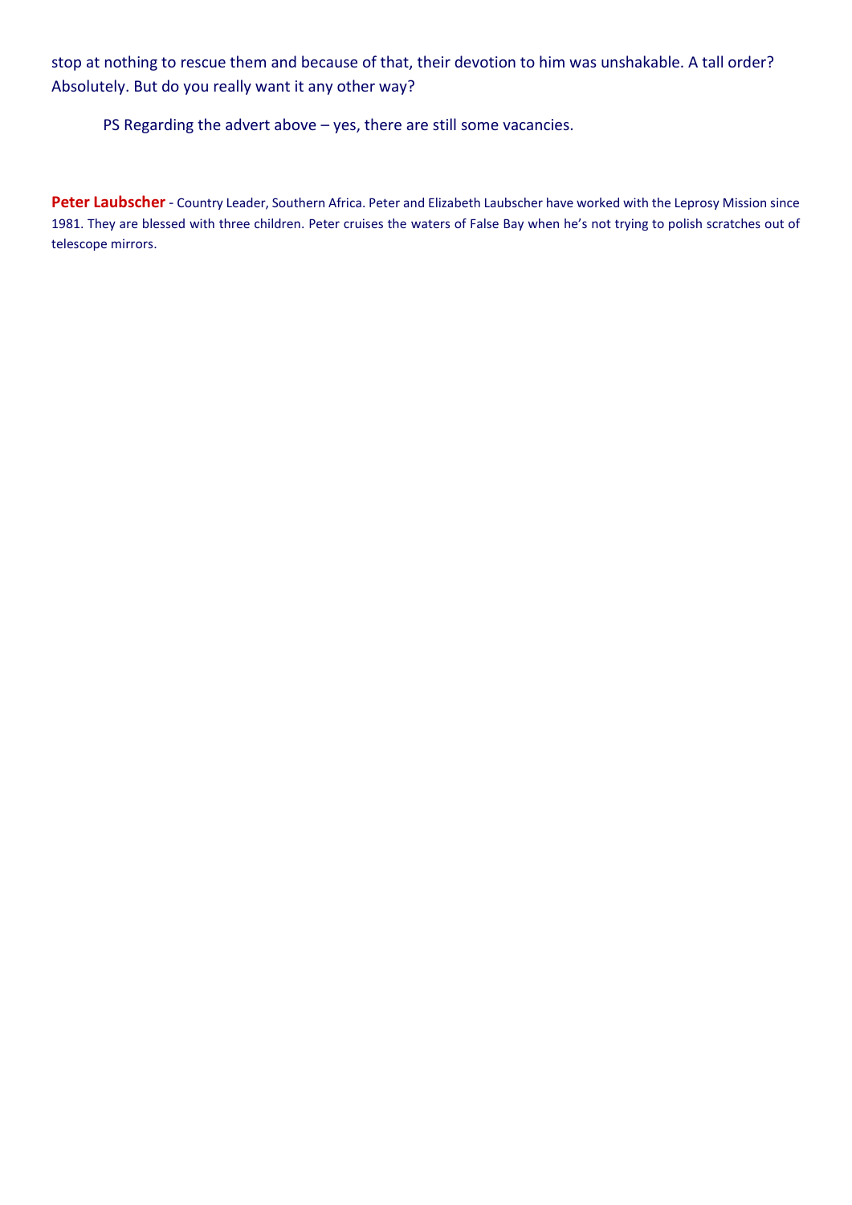stop at nothing to rescue them and because of that, their devotion to him was unshakable. A tall order? Absolutely. But do you really want it any other way?

PS Regarding the advert above – yes, there are still some vacancies.

**Peter Laubscher** - Country Leader, Southern Africa. Peter and Elizabeth Laubscher have worked with the Leprosy Mission since 1981. They are blessed with three children. Peter cruises the waters of False Bay when he's not trying to polish scratches out of telescope mirrors.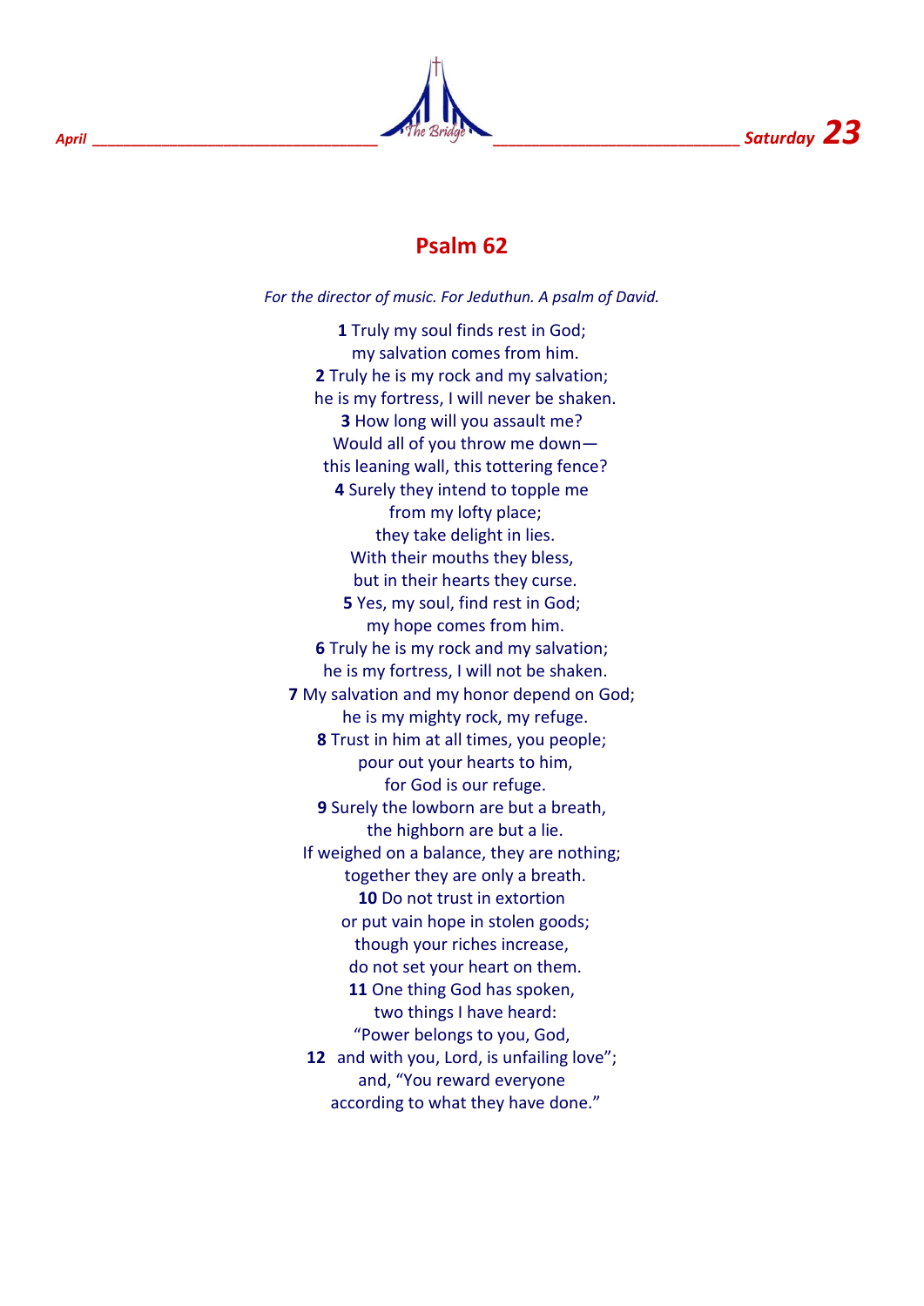## Psalm 62

*For the director of music. For Jeduthun. A psalm of David.*

**1** Truly my soul finds rest in God;
my salvation comes from him.
**2** Truly he is my rock and my salvation;
he is my fortress, I will never be shaken.
**3** How long will you assault me?
Would all of you throw me down—
this leaning wall, this tottering fence?
**4** Surely they intend to topple me
from my lofty place;
they take delight in lies.
With their mouths they bless,
but in their hearts they curse.
**5** Yes, my soul, find rest in God;
my hope comes from him.
**6** Truly he is my rock and my salvation;
he is my fortress, I will not be shaken.
**7** My salvation and my honor depend on God;
he is my mighty rock, my refuge.
**8** Trust in him at all times, you people;
pour out your hearts to him,
for God is our refuge.
**9** Surely the lowborn are but a breath,
the highborn are but a lie.
If weighed on a balance, they are nothing;
together they are only a breath.
**10** Do not trust in extortion
or put vain hope in stolen goods;
though your riches increase,
do not set your heart on them.
**11** One thing God has spoken,
two things I have heard:
"Power belongs to you, God,
**12** and with you, Lord, is unfailing love";
and, "You reward everyone
according to what they have done."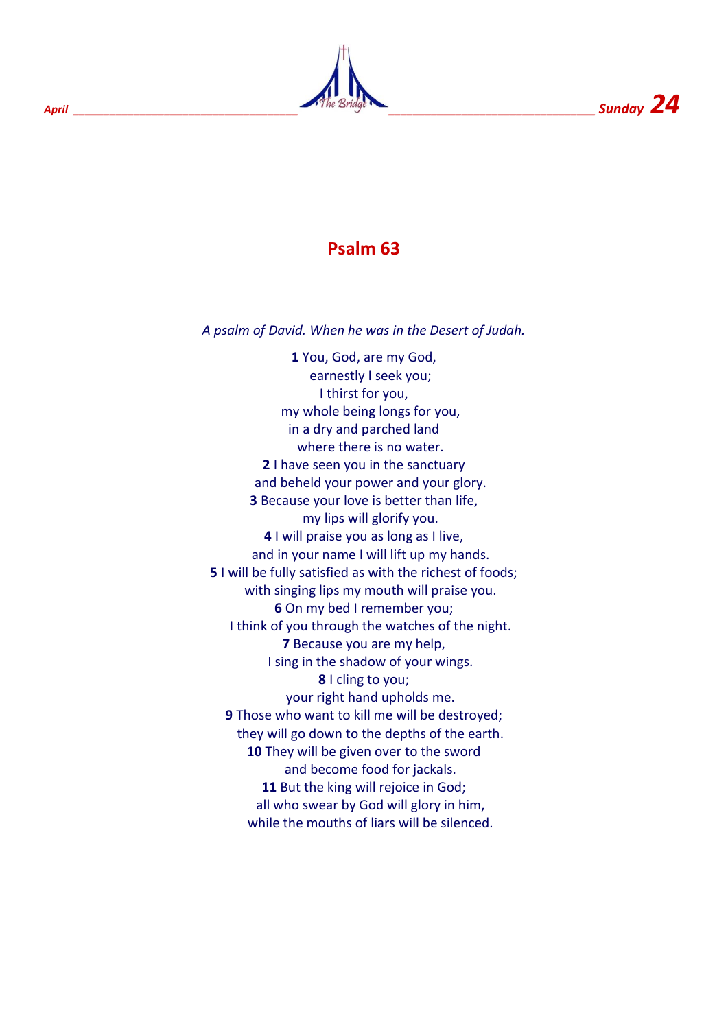# Psalm 63

*A psalm of David. When he was in the Desert of Judah.*

**1** You, God, are my God,
earnestly I seek you;
I thirst for you,
my whole being longs for you,
in a dry and parched land
where there is no water.
**2** I have seen you in the sanctuary
and beheld your power and your glory.
**3** Because your love is better than life,
my lips will glorify you.
**4** I will praise you as long as I live,
and in your name I will lift up my hands.
**5** I will be fully satisfied as with the richest of foods;
with singing lips my mouth will praise you.
**6** On my bed I remember you;
I think of you through the watches of the night.
**7** Because you are my help,
I sing in the shadow of your wings.
**8** I cling to you;
your right hand upholds me.
**9** Those who want to kill me will be destroyed;
they will go down to the depths of the earth.
**10** They will be given over to the sword
and become food for jackals.
**11** But the king will rejoice in God;
all who swear by God will glory in him,
while the mouths of liars will be silenced.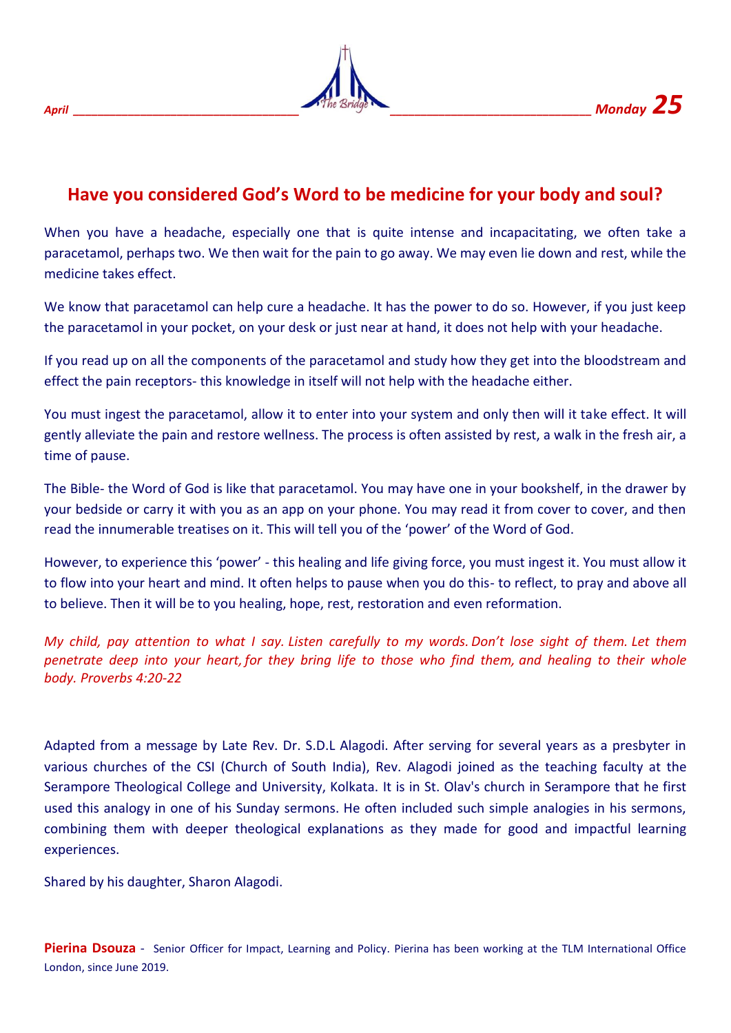## Have you considered God's Word to be medicine for your body and soul?

When you have a headache, especially one that is quite intense and incapacitating, we often take a paracetamol, perhaps two. We then wait for the pain to go away. We may even lie down and rest, while the medicine takes effect.

We know that paracetamol can help cure a headache. It has the power to do so. However, if you just keep the paracetamol in your pocket, on your desk or just near at hand, it does not help with your headache.

If you read up on all the components of the paracetamol and study how they get into the bloodstream and effect the pain receptors- this knowledge in itself will not help with the headache either.

You must ingest the paracetamol, allow it to enter into your system and only then will it take effect. It will gently alleviate the pain and restore wellness. The process is often assisted by rest, a walk in the fresh air, a time of pause.

The Bible- the Word of God is like that paracetamol. You may have one in your bookshelf, in the drawer by your bedside or carry it with you as an app on your phone. You may read it from cover to cover, and then read the innumerable treatises on it. This will tell you of the 'power' of the Word of God.

However, to experience this 'power' - this healing and life giving force, you must ingest it. You must allow it to flow into your heart and mind. It often helps to pause when you do this- to reflect, to pray and above all to believe. Then it will be to you healing, hope, rest, restoration and even reformation.

*My child, pay attention to what I say. Listen carefully to my words. Don't lose sight of them. Let them penetrate deep into your heart, for they bring life to those who find them, and healing to their whole body. Proverbs 4:20-22*

Adapted from a message by Late Rev. Dr. S.D.L Alagodi. After serving for several years as a presbyter in various churches of the CSI (Church of South India), Rev. Alagodi joined as the teaching faculty at the Serampore Theological College and University, Kolkata. It is in St. Olav's church in Serampore that he first used this analogy in one of his Sunday sermons. He often included such simple analogies in his sermons, combining them with deeper theological explanations as they made for good and impactful learning experiences.

Shared by his daughter, Sharon Alagodi.

**Pierina Dsouza** - Senior Officer for Impact, Learning and Policy. Pierina has been working at the TLM International Office London, since June 2019.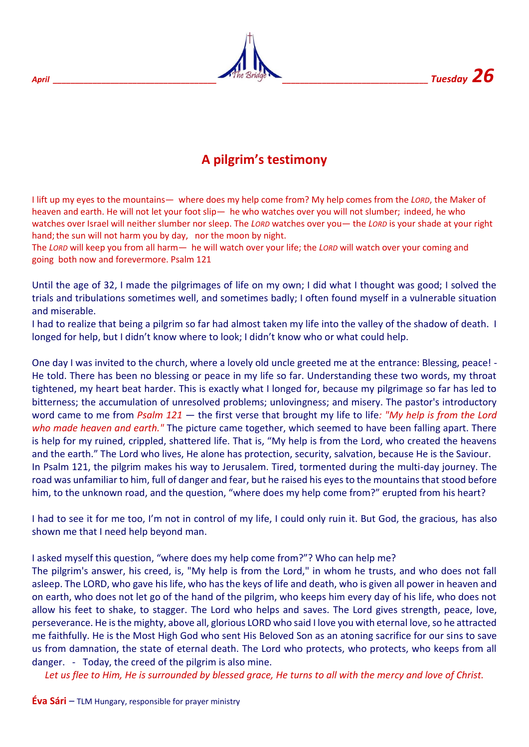April | Tuesday **26**

## A pilgrim's testimony

I lift up my eyes to the mountains— where does my help come from? My help comes from the LORD, the Maker of heaven and earth. He will not let your foot slip— he who watches over you will not slumber; indeed, he who watches over Israel will neither slumber nor sleep. The LORD watches over you— the LORD is your shade at your right hand; the sun will not harm you by day, nor the moon by night.
The LORD will keep you from all harm— he will watch over your life; the LORD will watch over your coming and going both now and forevermore. Psalm 121

Until the age of 32, I made the pilgrimages of life on my own; I did what I thought was good; I solved the trials and tribulations sometimes well, and sometimes badly; I often found myself in a vulnerable situation and miserable.
I had to realize that being a pilgrim so far had almost taken my life into the valley of the shadow of death. I longed for help, but I didn't know where to look; I didn't know who or what could help.

One day I was invited to the church, where a lovely old uncle greeted me at the entrance: Blessing, peace! - He told. There has been no blessing or peace in my life so far. Understanding these two words, my throat tightened, my heart beat harder. This is exactly what I longed for, because my pilgrimage so far has led to bitterness; the accumulation of unresolved problems; unlovingness; and misery. The pastor's introductory word came to me from *Psalm 121* — the first verse that brought my life to life*: "My help is from the Lord who made heaven and earth."* The picture came together, which seemed to have been falling apart. There is help for my ruined, crippled, shattered life. That is, "My help is from the Lord, who created the heavens and the earth." The Lord who lives, He alone has protection, security, salvation, because He is the Saviour.
In Psalm 121, the pilgrim makes his way to Jerusalem. Tired, tormented during the multi-day journey. The road was unfamiliar to him, full of danger and fear, but he raised his eyes to the mountains that stood before him, to the unknown road, and the question, "where does my help come from?" erupted from his heart?

I had to see it for me too, I'm not in control of my life, I could only ruin it. But God, the gracious, has also shown me that I need help beyond man.

I asked myself this question, "where does my help come from?"? Who can help me?
The pilgrim's answer, his creed, is, "My help is from the Lord," in whom he trusts, and who does not fall asleep. The LORD, who gave his life, who has the keys of life and death, who is given all power in heaven and on earth, who does not let go of the hand of the pilgrim, who keeps him every day of his life, who does not allow his feet to shake, to stagger. The Lord who helps and saves. The Lord gives strength, peace, love, perseverance. He is the mighty, above all, glorious LORD who said I love you with eternal love, so he attracted me faithfully. He is the Most High God who sent His Beloved Son as an atoning sacrifice for our sins to save us from damnation, the state of eternal death. The Lord who protects, who protects, who keeps from all danger. - Today, the creed of the pilgrim is also mine.

*Let us flee to Him, He is surrounded by blessed grace, He turns to all with the mercy and love of Christ.*

**Éva Sári** – TLM Hungary, responsible for prayer ministry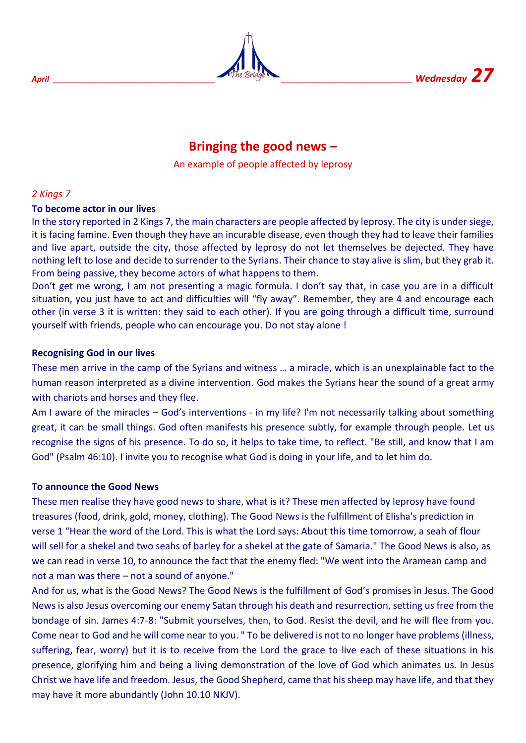# Bringing the good news –

An example of people affected by leprosy

*2 Kings 7*

**To become actor in our lives**

In the story reported in 2 Kings 7, the main characters are people affected by leprosy. The city is under siege, it is facing famine. Even though they have an incurable disease, even though they had to leave their families and live apart, outside the city, those affected by leprosy do not let themselves be dejected. They have nothing left to lose and decide to surrender to the Syrians. Their chance to stay alive is slim, but they grab it. From being passive, they become actors of what happens to them.

Don't get me wrong, I am not presenting a magic formula. I don't say that, in case you are in a difficult situation, you just have to act and difficulties will "fly away". Remember, they are 4 and encourage each other (in verse 3 it is written: they said to each other). If you are going through a difficult time, surround yourself with friends, people who can encourage you. Do not stay alone !

**Recognising God in our lives**

These men arrive in the camp of the Syrians and witness … a miracle, which is an unexplainable fact to the human reason interpreted as a divine intervention. God makes the Syrians hear the sound of a great army with chariots and horses and they flee.

Am I aware of the miracles – God's interventions - in my life? I'm not necessarily talking about something great, it can be small things. God often manifests his presence subtly, for example through people. Let us recognise the signs of his presence. To do so, it helps to take time, to reflect. "Be still, and know that I am God" (Psalm 46:10). I invite you to recognise what God is doing in your life, and to let him do.

**To announce the Good News**

These men realise they have good news to share, what is it? These men affected by leprosy have found treasures (food, drink, gold, money, clothing). The Good News is the fulfillment of Elisha's prediction in verse 1 "Hear the word of the Lord. This is what the Lord says: About this time tomorrow, a seah of flour will sell for a shekel and two seahs of barley for a shekel at the gate of Samaria." The Good News is also, as we can read in verse 10, to announce the fact that the enemy fled: "We went into the Aramean camp and not a man was there – not a sound of anyone."

And for us, what is the Good News? The Good News is the fulfillment of God's promises in Jesus. The Good News is also Jesus overcoming our enemy Satan through his death and resurrection, setting us free from the bondage of sin. James 4:7-8: "Submit yourselves, then, to God. Resist the devil, and he will flee from you. Come near to God and he will come near to you. " To be delivered is not to no longer have problems (illness, suffering, fear, worry) but it is to receive from the Lord the grace to live each of these situations in his presence, glorifying him and being a living demonstration of the love of God which animates us. In Jesus Christ we have life and freedom. Jesus, the Good Shepherd, came that his sheep may have life, and that they may have it more abundantly (John 10.10 NKJV).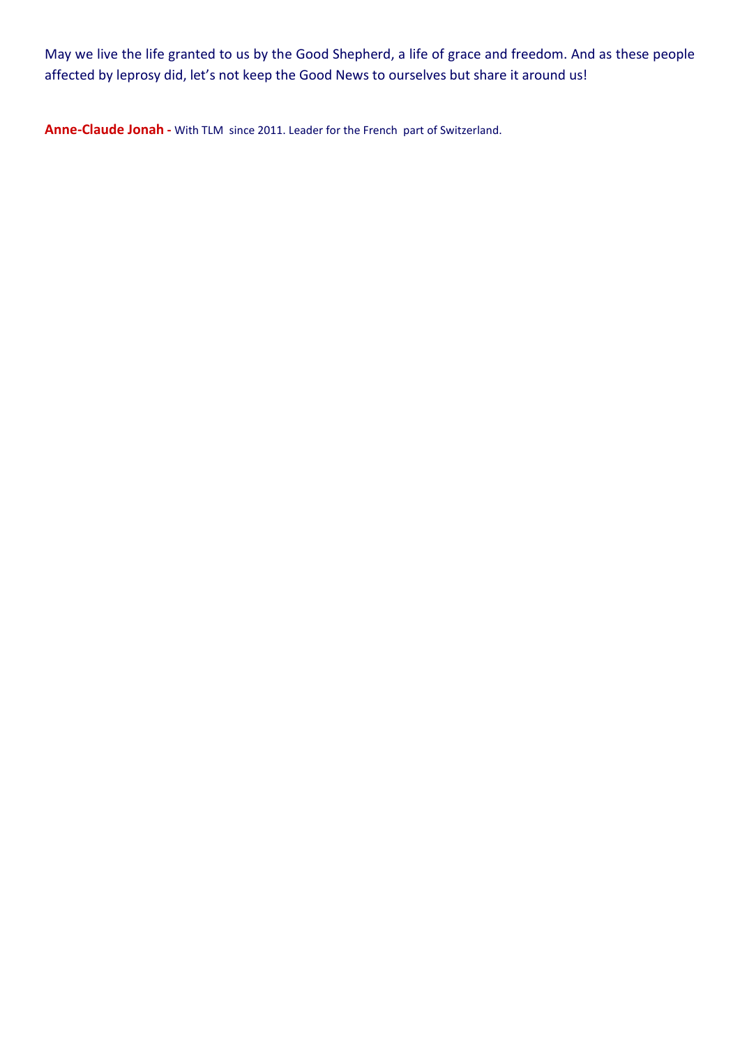May we live the life granted to us by the Good Shepherd, a life of grace and freedom. And as these people affected by leprosy did, let’s not keep the Good News to ourselves but share it around us!

**Anne-Claude Jonah -** With TLM since 2011. Leader for the French part of Switzerland.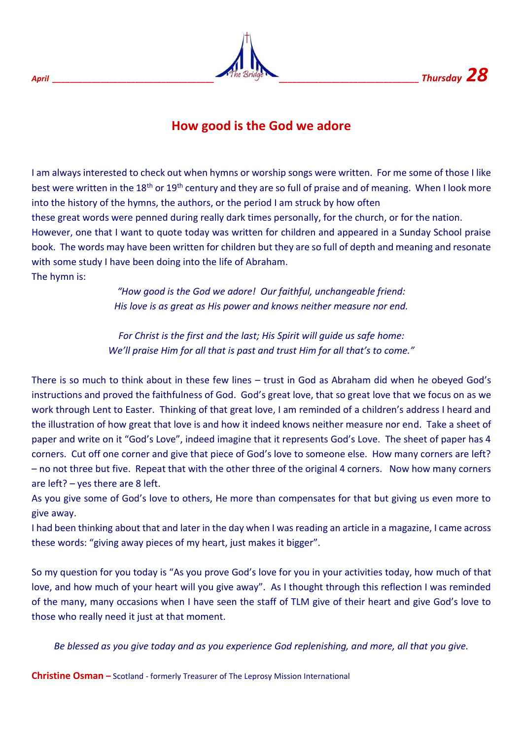# How good is the God we adore

I am always interested to check out when hymns or worship songs were written. For me some of those I like best were written in the 18th or 19th century and they are so full of praise and of meaning. When I look more into the history of the hymns, the authors, or the period I am struck by how often these great words were penned during really dark times personally, for the church, or for the nation. However, one that I want to quote today was written for children and appeared in a Sunday School praise book. The words may have been written for children but they are so full of depth and meaning and resonate with some study I have been doing into the life of Abraham.

The hymn is:

*"How good is the God we adore! Our faithful, unchangeable friend:*
*His love is as great as His power and knows neither measure nor end.*

*For Christ is the first and the last; His Spirit will guide us safe home:*
*We'll praise Him for all that is past and trust Him for all that's to come."*

There is so much to think about in these few lines – trust in God as Abraham did when he obeyed God's instructions and proved the faithfulness of God. God's great love, that so great love that we focus on as we work through Lent to Easter. Thinking of that great love, I am reminded of a children's address I heard and the illustration of how great that love is and how it indeed knows neither measure nor end. Take a sheet of paper and write on it "God's Love", indeed imagine that it represents God's Love. The sheet of paper has 4 corners. Cut off one corner and give that piece of God's love to someone else. How many corners are left? – no not three but five. Repeat that with the other three of the original 4 corners. Now how many corners are left? – yes there are 8 left.

As you give some of God's love to others, He more than compensates for that but giving us even more to give away.

I had been thinking about that and later in the day when I was reading an article in a magazine, I came across these words: "giving away pieces of my heart, just makes it bigger".

So my question for you today is "As you prove God's love for you in your activities today, how much of that love, and how much of your heart will you give away". As I thought through this reflection I was reminded of the many, many occasions when I have seen the staff of TLM give of their heart and give God's love to those who really need it just at that moment.

*Be blessed as you give today and as you experience God replenishing, and more, all that you give.*

**Christine Osman –** Scotland - formerly Treasurer of The Leprosy Mission International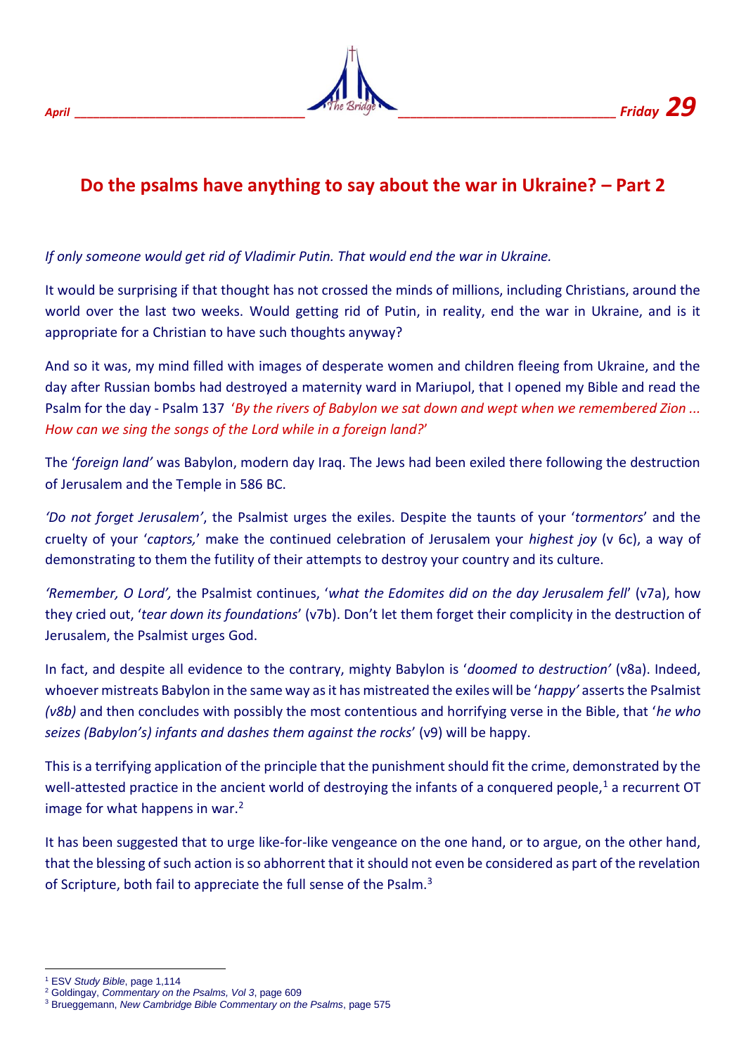## Do the psalms have anything to say about the war in Ukraine? – Part 2

*If only someone would get rid of Vladimir Putin. That would end the war in Ukraine.*

It would be surprising if that thought has not crossed the minds of millions, including Christians, around the world over the last two weeks. Would getting rid of Putin, in reality, end the war in Ukraine, and is it appropriate for a Christian to have such thoughts anyway?

And so it was, my mind filled with images of desperate women and children fleeing from Ukraine, and the day after Russian bombs had destroyed a maternity ward in Mariupol, that I opened my Bible and read the Psalm for the day - Psalm 137 '*By the rivers of Babylon we sat down and wept when we remembered Zion ... How can we sing the songs of the Lord while in a foreign land?*'

The '*foreign land*' was Babylon, modern day Iraq. The Jews had been exiled there following the destruction of Jerusalem and the Temple in 586 BC.

*'Do not forget Jerusalem'*, the Psalmist urges the exiles. Despite the taunts of your '*tormentors*' and the cruelty of your '*captors,*' make the continued celebration of Jerusalem your *highest joy* (v 6c), a way of demonstrating to them the futility of their attempts to destroy your country and its culture.

*'Remember, O Lord',* the Psalmist continues, '*what the Edomites did on the day Jerusalem fell*' (v7a), how they cried out, '*tear down its foundations*' (v7b). Don't let them forget their complicity in the destruction of Jerusalem, the Psalmist urges God.

In fact, and despite all evidence to the contrary, mighty Babylon is '*doomed to destruction'* (v8a). Indeed, whoever mistreats Babylon in the same way as it has mistreated the exiles will be '*happy'* asserts the Psalmist *(v8b)* and then concludes with possibly the most contentious and horrifying verse in the Bible, that '*he who seizes (Babylon's) infants and dashes them against the rocks*' (v9) will be happy.

This is a terrifying application of the principle that the punishment should fit the crime, demonstrated by the well-attested practice in the ancient world of destroying the infants of a conquered people,[1] a recurrent OT image for what happens in war.[2]

It has been suggested that to urge like-for-like vengeance on the one hand, or to argue, on the other hand, that the blessing of such action is so abhorrent that it should not even be considered as part of the revelation of Scripture, both fail to appreciate the full sense of the Psalm.[3]

---

[1] ESV *Study Bible*, page 1,114

[2] Goldingay, *Commentary on the Psalms, Vol 3*, page 609

[3] Brueggemann, *New Cambridge Bible Commentary on the Psalms*, page 575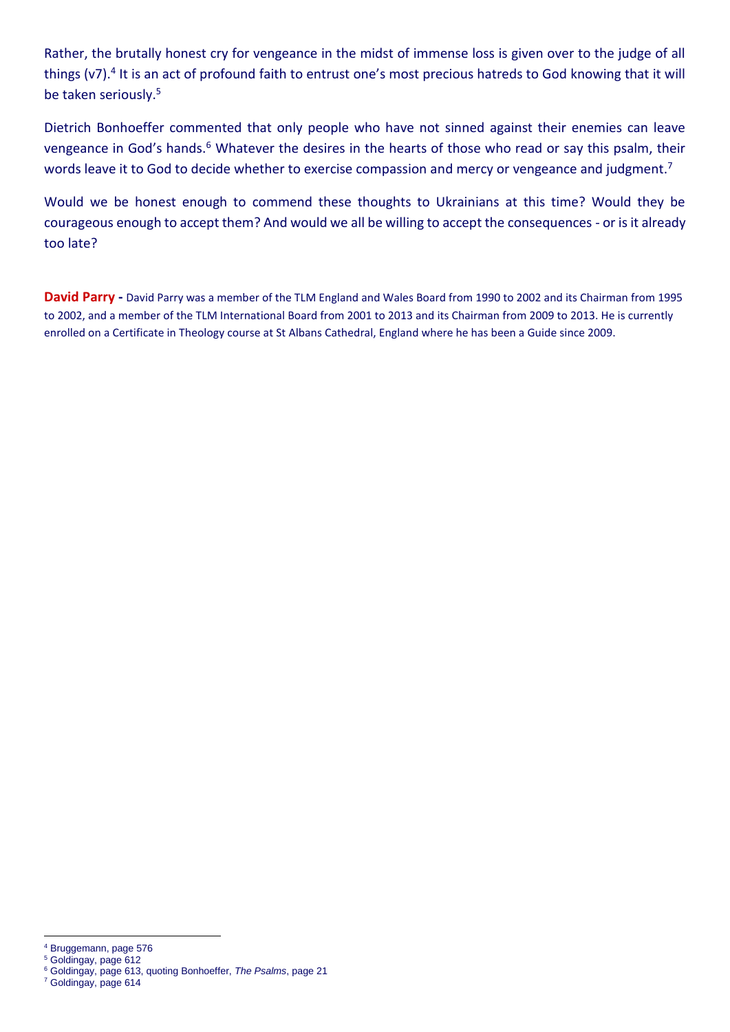Rather, the brutally honest cry for vengeance in the midst of immense loss is given over to the judge of all things (v7).[4] It is an act of profound faith to entrust one's most precious hatreds to God knowing that it will be taken seriously.[5]

Dietrich Bonhoeffer commented that only people who have not sinned against their enemies can leave vengeance in God's hands.[6] Whatever the desires in the hearts of those who read or say this psalm, their words leave it to God to decide whether to exercise compassion and mercy or vengeance and judgment.[7]

Would we be honest enough to commend these thoughts to Ukrainians at this time? Would they be courageous enough to accept them? And would we all be willing to accept the consequences - or is it already too late?

**David Parry -** David Parry was a member of the TLM England and Wales Board from 1990 to 2002 and its Chairman from 1995 to 2002, and a member of the TLM International Board from 2001 to 2013 and its Chairman from 2009 to 2013. He is currently enrolled on a Certificate in Theology course at St Albans Cathedral, England where he has been a Guide since 2009.

---

[4] Bruggemann, page 576
[5] Goldingay, page 612
[6] Goldingay, page 613, quoting Bonhoeffer, *The Psalms*, page 21
[7] Goldingay, page 614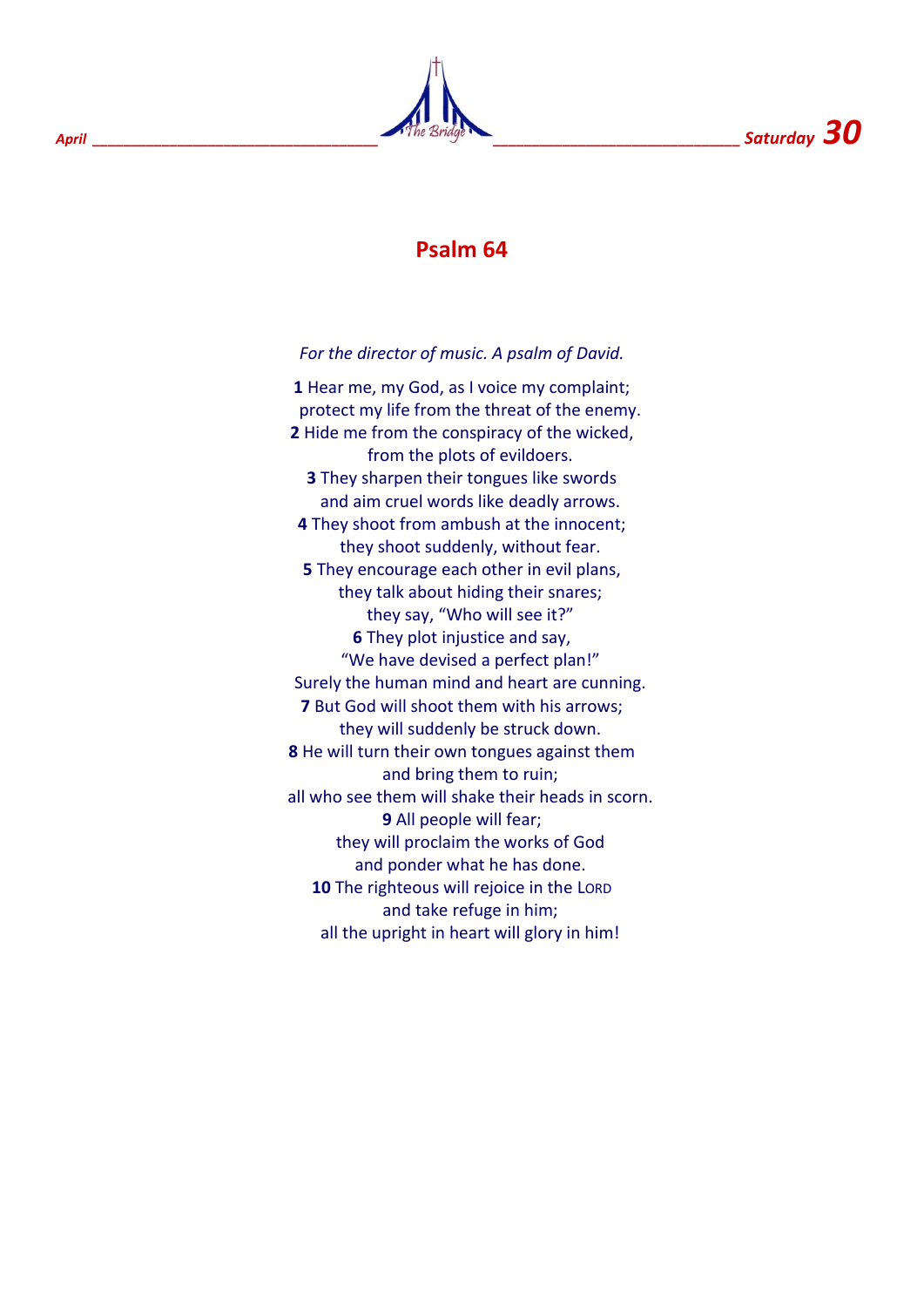# Psalm 64

*For the director of music. A psalm of David.*

**1** Hear me, my God, as I voice my complaint;
protect my life from the threat of the enemy.
**2** Hide me from the conspiracy of the wicked,
from the plots of evildoers.
**3** They sharpen their tongues like swords
and aim cruel words like deadly arrows.
**4** They shoot from ambush at the innocent;
they shoot suddenly, without fear.
**5** They encourage each other in evil plans,
they talk about hiding their snares;
they say, “Who will see it?”
**6** They plot injustice and say,
“We have devised a perfect plan!”
Surely the human mind and heart are cunning.
**7** But God will shoot them with his arrows;
they will suddenly be struck down.
**8** He will turn their own tongues against them
and bring them to ruin;
all who see them will shake their heads in scorn.
**9** All people will fear;
they will proclaim the works of God
and ponder what he has done.
**10** The righteous will rejoice in the LORD
and take refuge in him;
all the upright in heart will glory in him!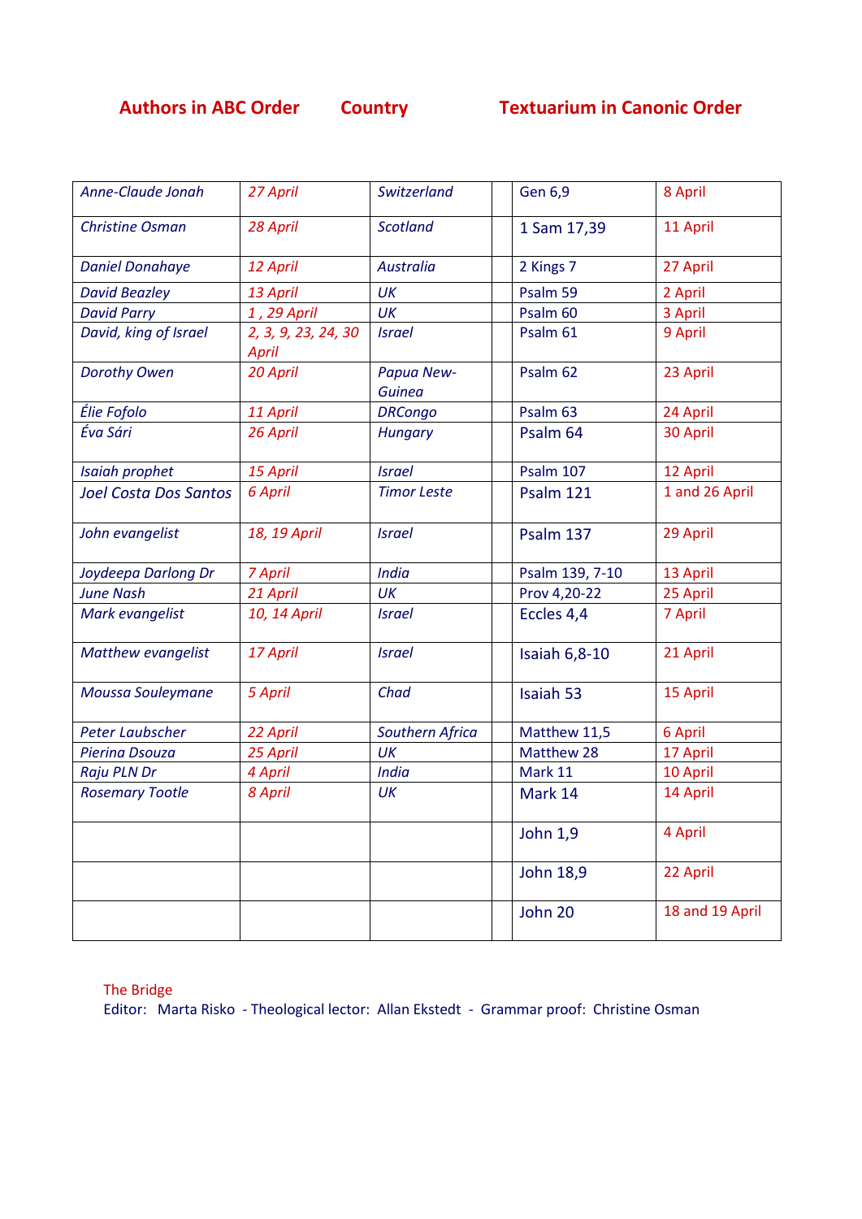**Authors in ABC Order** &nbsp;&nbsp;&nbsp; **Country** &nbsp;&nbsp;&nbsp; **Textuarium in Canonic Order**

| | | | | | |
|---|---|---|---|---|---|
| *Anne-Claude Jonah* | *27 April* | *Switzerland* | | Gen 6,9 | 8 April |
| *Christine Osman* | *28 April* | *Scotland* | | 1 Sam 17,39 | 11 April |
| *Daniel Donahaye* | *12 April* | *Australia* | | 2 Kings 7 | 27 April |
| *David Beazley* | *13 April* | *UK* | | Psalm 59 | 2 April |
| *David Parry* | *1 , 29 April* | *UK* | | Psalm 60 | 3 April |
| *David, king of Israel* | *2, 3, 9, 23, 24, 30 April* | *Israel* | | Psalm 61 | 9 April |
| *Dorothy Owen* | *20 April* | *Papua New-Guinea* | | Psalm 62 | 23 April |
| *Élie Fofolo* | *11 April* | *DRCongo* | | Psalm 63 | 24 April |
| *Éva Sári* | *26 April* | *Hungary* | | Psalm 64 | 30 April |
| *Isaiah prophet* | *15 April* | *Israel* | | Psalm 107 | 12 April |
| *Joel Costa Dos Santos* | *6 April* | *Timor Leste* | | Psalm 121 | 1 and 26 April |
| *John evangelist* | *18, 19 April* | *Israel* | | Psalm 137 | 29 April |
| *Joydeepa Darlong Dr* | *7 April* | *India* | | Psalm 139, 7-10 | 13 April |
| *June Nash* | *21 April* | *UK* | | Prov 4,20-22 | 25 April |
| *Mark evangelist* | *10, 14 April* | *Israel* | | Eccles 4,4 | 7 April |
| *Matthew evangelist* | *17 April* | *Israel* | | Isaiah 6,8-10 | 21 April |
| *Moussa Souleymane* | *5 April* | *Chad* | | Isaiah 53 | 15 April |
| *Peter Laubscher* | *22 April* | *Southern Africa* | | Matthew 11,5 | 6 April |
| *Pierina Dsouza* | *25 April* | *UK* | | Matthew 28 | 17 April |
| *Raju PLN Dr* | *4 April* | *India* | | Mark 11 | 10 April |
| *Rosemary Tootle* | *8 April* | *UK* | | Mark 14 | 14 April |
| | | | | John 1,9 | 4 April |
| | | | | John 18,9 | 22 April |
| | | | | John 20 | 18 and 19 April |

The Bridge
Editor: Marta Risko - Theological lector: Allan Ekstedt - Grammar proof: Christine Osman